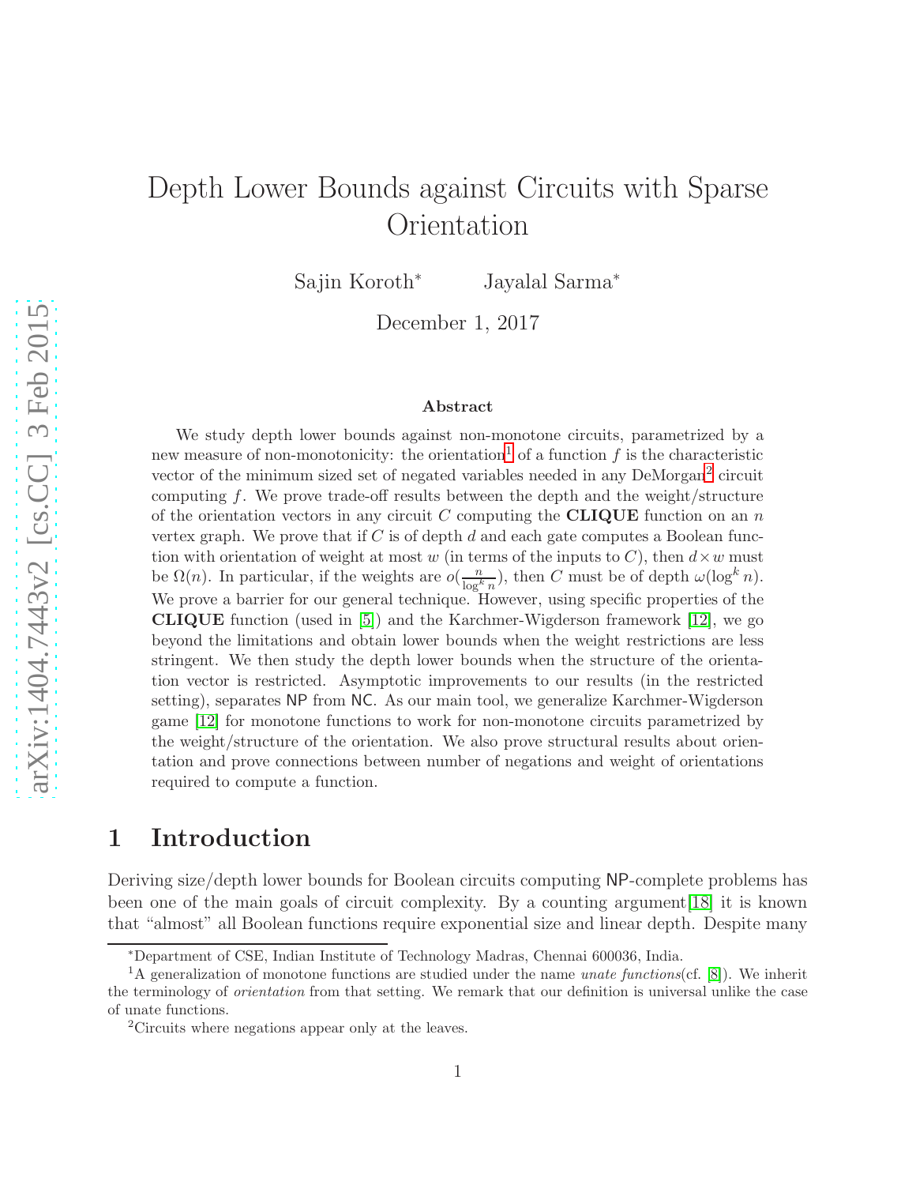# Depth Lower Bounds against Circuits with Sparse Orientation

Sajin Koroth* Jayalal Sarma*

December 1, 2017

### Abstract

We study depth lower bounds against non-monotone circuits, parametrized by a new measure of non-monotonicity: the orientation[1] of a function $f$ is the characteristic vector of the minimum sized set of negated variables needed in any DeMorgan[2] circuit computing $f$. We prove trade-off results between the depth and the weight/structure of the orientation vectors in any circuit $C$ computing the **CLIQUE** function on an $n$ vertex graph. We prove that if $C$ is of depth $d$ and each gate computes a Boolean function with orientation of weight at most $w$ (in terms of the inputs to $C$), then $d \times w$ must be $\Omega(n)$. In particular, if the weights are $o(\frac{n}{\log^k n})$, then $C$ must be of depth $\omega(\log^k n)$. We prove a barrier for our general technique. However, using specific properties of the **CLIQUE** function (used in [5]) and the Karchmer-Wigderson framework [12], we go beyond the limitations and obtain lower bounds when the weight restrictions are less stringent. We then study the depth lower bounds when the structure of the orientation vector is restricted. Asymptotic improvements to our results (in the restricted setting), separates NP from NC. As our main tool, we generalize Karchmer-Wigderson game [12] for monotone functions to work for non-monotone circuits parametrized by the weight/structure of the orientation. We also prove structural results about orientation and prove connections between number of negations and weight of orientations required to compute a function.

## 1 Introduction

Deriving size/depth lower bounds for Boolean circuits computing NP-complete problems has been one of the main goals of circuit complexity. By a counting argument[18] it is known that "almost" all Boolean functions require exponential size and linear depth. Despite many

*Department of CSE, Indian Institute of Technology Madras, Chennai 600036, India.

[1]A generalization of monotone functions are studied under the name *unate functions*(cf. [8]). We inherit the terminology of *orientation* from that setting. We remark that our definition is universal unlike the case of unate functions.

[2]Circuits where negations appear only at the leaves.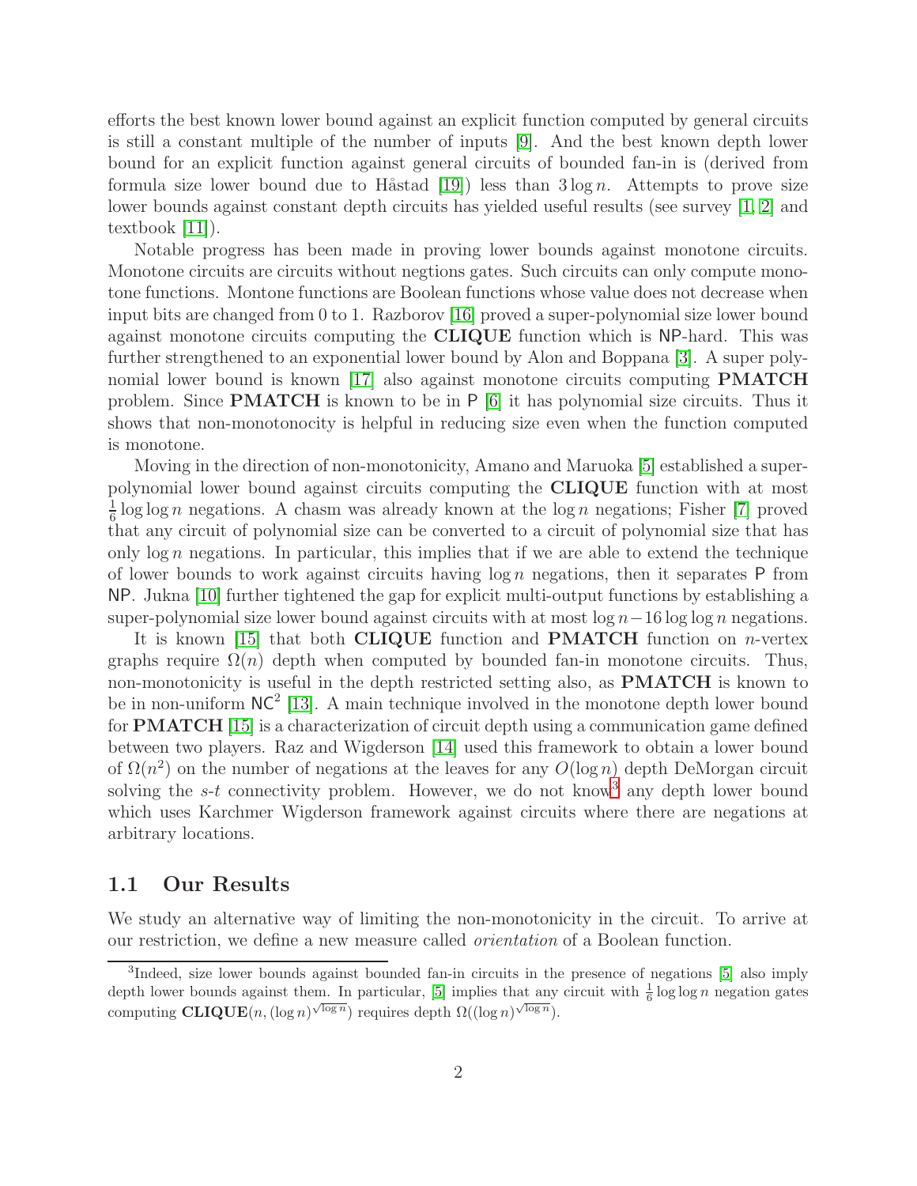efforts the best known lower bound against an explicit function computed by general circuits is still a constant multiple of the number of inputs [9]. And the best known depth lower bound for an explicit function against general circuits of bounded fan-in is (derived from formula size lower bound due to Håstad [19]) less than $3\log n$. Attempts to prove size lower bounds against constant depth circuits has yielded useful results (see survey [1, 2] and textbook [11]).

Notable progress has been made in proving lower bounds against monotone circuits. Monotone circuits are circuits without negtions gates. Such circuits can only compute monotone functions. Montone functions are Boolean functions whose value does not decrease when input bits are changed from 0 to 1. Razborov [16] proved a super-polynomial size lower bound against monotone circuits computing the **CLIQUE** function which is NP-hard. This was further strengthened to an exponential lower bound by Alon and Boppana [3]. A super polynomial lower bound is known [17] also against monotone circuits computing **PMATCH** problem. Since **PMATCH** is known to be in P [6] it has polynomial size circuits. Thus it shows that non-monotonocity is helpful in reducing size even when the function computed is monotone.

Moving in the direction of non-monotonicity, Amano and Maruoka [5] established a super-polynomial lower bound against circuits computing the **CLIQUE** function with at most $\frac{1}{6}\log\log n$ negations. A chasm was already known at the $\log n$ negations; Fisher [7] proved that any circuit of polynomial size can be converted to a circuit of polynomial size that has only $\log n$ negations. In particular, this implies that if we are able to extend the technique of lower bounds to work against circuits having $\log n$ negations, then it separates P from NP. Jukna [10] further tightened the gap for explicit multi-output functions by establishing a super-polynomial size lower bound against circuits with at most $\log n - 16\log\log n$ negations.

It is known [15] that both **CLIQUE** function and **PMATCH** function on $n$-vertex graphs require $\Omega(n)$ depth when computed by bounded fan-in monotone circuits. Thus, non-monotonicity is useful in the depth restricted setting also, as **PMATCH** is known to be in non-uniform $\mathsf{NC}^2$ [13]. A main technique involved in the monotone depth lower bound for **PMATCH** [15] is a characterization of circuit depth using a communication game defined between two players. Raz and Wigderson [14] used this framework to obtain a lower bound of $\Omega(n^2)$ on the number of negations at the leaves for any $O(\log n)$ depth DeMorgan circuit solving the $s$-$t$ connectivity problem. However, we do not know[3] any depth lower bound which uses Karchmer Wigderson framework against circuits where there are negations at arbitrary locations.

## 1.1 Our Results

We study an alternative way of limiting the non-monotonicity in the circuit. To arrive at our restriction, we define a new measure called *orientation* of a Boolean function.

[3]Indeed, size lower bounds against bounded fan-in circuits in the presence of negations [5] also imply depth lower bounds against them. In particular, [5] implies that any circuit with $\frac{1}{6}\log\log n$ negation gates computing $\mathbf{CLIQUE}(n, (\log n)^{\sqrt{\log n}})$ requires depth $\Omega((\log n)^{\sqrt{\log n}})$.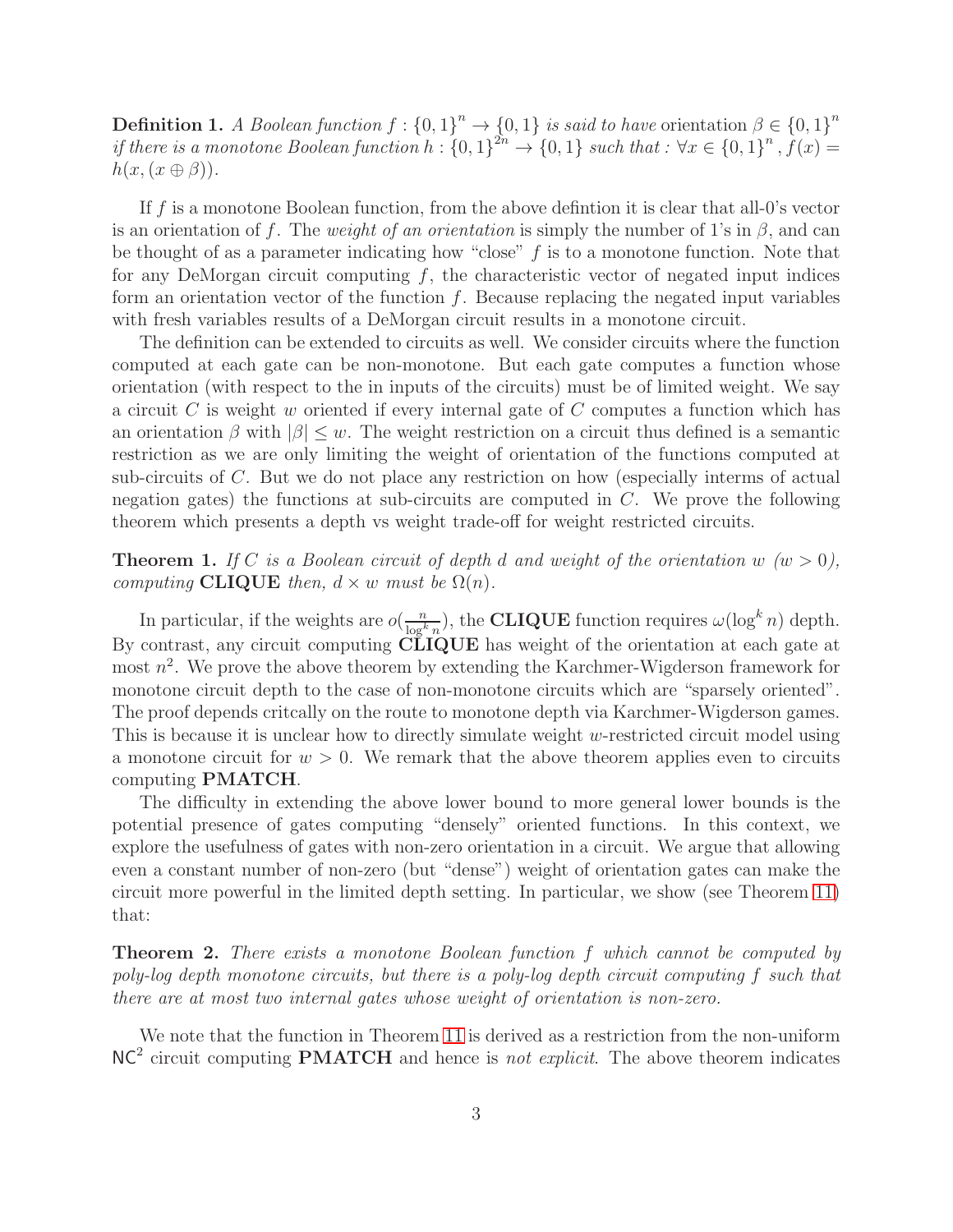**Definition 1.** *A Boolean function $f : \{0,1\}^n \to \{0,1\}$ is said to have* orientation $\beta \in \{0,1\}^n$ *if there is a monotone Boolean function $h : \{0,1\}^{2n} \to \{0,1\}$ such that : $\forall x \in \{0,1\}^n$, $f(x) = h(x, (x \oplus \beta))$.*

If $f$ is a monotone Boolean function, from the above defintion it is clear that all-0's vector is an orientation of $f$. The *weight of an orientation* is simply the number of 1's in $\beta$, and can be thought of as a parameter indicating how "close" $f$ is to a monotone function. Note that for any DeMorgan circuit computing $f$, the characteristic vector of negated input indices form an orientation vector of the function $f$. Because replacing the negated input variables with fresh variables results of a DeMorgan circuit results in a monotone circuit.

The definition can be extended to circuits as well. We consider circuits where the function computed at each gate can be non-monotone. But each gate computes a function whose orientation (with respect to the in inputs of the circuits) must be of limited weight. We say a circuit $C$ is weight $w$ oriented if every internal gate of $C$ computes a function which has an orientation $\beta$ with $|\beta| \leq w$. The weight restriction on a circuit thus defined is a semantic restriction as we are only limiting the weight of orientation of the functions computed at sub-circuits of $C$. But we do not place any restriction on how (especially interms of actual negation gates) the functions at sub-circuits are computed in $C$. We prove the following theorem which presents a depth vs weight trade-off for weight restricted circuits.

**Theorem 1.** *If $C$ is a Boolean circuit of depth $d$ and weight of the orientation $w$ ($w > 0$), computing* **CLIQUE** *then, $d \times w$ must be $\Omega(n)$.*

In particular, if the weights are $o(\frac{n}{\log^k n})$, the **CLIQUE** function requires $\omega(\log^k n)$ depth. By contrast, any circuit computing **CLIQUE** has weight of the orientation at each gate at most $n^2$. We prove the above theorem by extending the Karchmer-Wigderson framework for monotone circuit depth to the case of non-monotone circuits which are "sparsely oriented". The proof depends critcally on the route to monotone depth via Karchmer-Wigderson games. This is because it is unclear how to directly simulate weight $w$-restricted circuit model using a monotone circuit for $w > 0$. We remark that the above theorem applies even to circuits computing **PMATCH**.

The difficulty in extending the above lower bound to more general lower bounds is the potential presence of gates computing "densely" oriented functions. In this context, we explore the usefulness of gates with non-zero orientation in a circuit. We argue that allowing even a constant number of non-zero (but "dense") weight of orientation gates can make the circuit more powerful in the limited depth setting. In particular, we show (see Theorem 11) that:

**Theorem 2.** *There exists a monotone Boolean function $f$ which cannot be computed by poly-log depth monotone circuits, but there is a poly-log depth circuit computing $f$ such that there are at most two internal gates whose weight of orientation is non-zero.*

We note that the function in Theorem 11 is derived as a restriction from the non-uniform $\mathsf{NC}^2$ circuit computing **PMATCH** and hence is *not explicit*. The above theorem indicates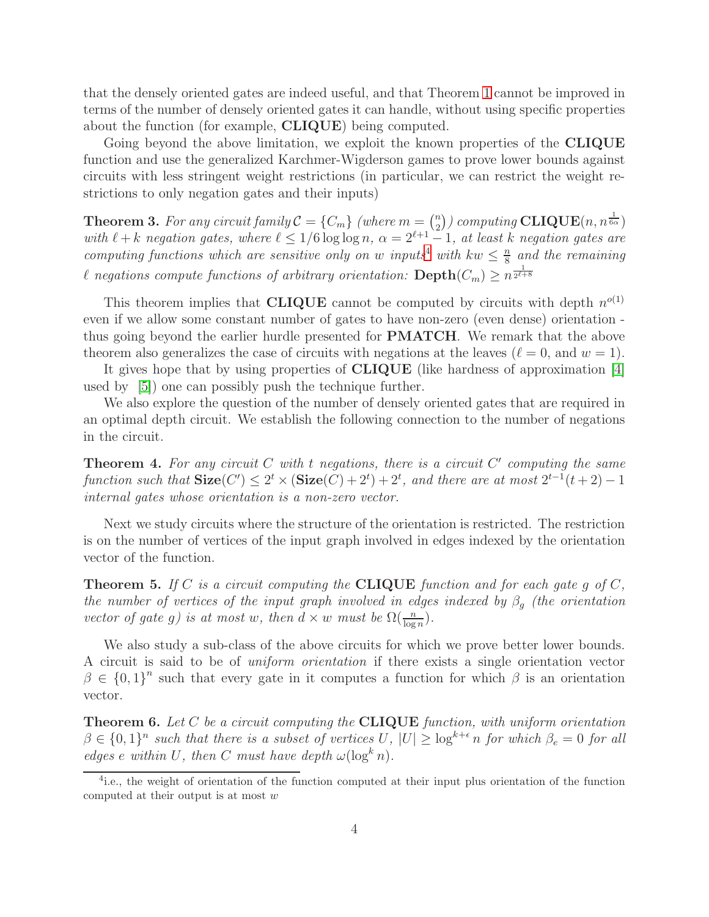that the densely oriented gates are indeed useful, and that Theorem 1 cannot be improved in terms of the number of densely oriented gates it can handle, without using specific properties about the function (for example, **CLIQUE**) being computed.

Going beyond the above limitation, we exploit the known properties of the **CLIQUE** function and use the generalized Karchmer-Wigderson games to prove lower bounds against circuits with less stringent weight restrictions (in particular, we can restrict the weight restrictions to only negation gates and their inputs)

**Theorem 3.** *For any circuit family $\mathcal{C} = \{C_m\}$ (where $m = \binom{n}{2}$) computing* $\mathbf{CLIQUE}(n, n^{\frac{1}{6\alpha}})$ *with $\ell + k$ negation gates, where $\ell \leq 1/6 \log\log n$, $\alpha = 2^{\ell+1} - 1$, at least $k$ negation gates are computing functions which are sensitive only on $w$ inputs*[4] *with $kw \leq \frac{n}{8}$ and the remaining $\ell$ negations compute functions of arbitrary orientation:* $\mathbf{Depth}(C_m) \geq n^{\frac{1}{2^{\ell+8}}}$

This theorem implies that **CLIQUE** cannot be computed by circuits with depth $n^{o(1)}$ even if we allow some constant number of gates to have non-zero (even dense) orientation - thus going beyond the earlier hurdle presented for **PMATCH**. We remark that the above theorem also generalizes the case of circuits with negations at the leaves ($\ell = 0$, and $w = 1$).

It gives hope that by using properties of **CLIQUE** (like hardness of approximation [4] used by [5]) one can possibly push the technique further.

We also explore the question of the number of densely oriented gates that are required in an optimal depth circuit. We establish the following connection to the number of negations in the circuit.

**Theorem 4.** *For any circuit $C$ with $t$ negations, there is a circuit $C'$ computing the same function such that* $\mathbf{Size}(C') \leq 2^t \times (\mathbf{Size}(C) + 2^t) + 2^t$*, and there are at most $2^{t-1}(t+2) - 1$ internal gates whose orientation is a non-zero vector.*

Next we study circuits where the structure of the orientation is restricted. The restriction is on the number of vertices of the input graph involved in edges indexed by the orientation vector of the function.

**Theorem 5.** *If $C$ is a circuit computing the* **CLIQUE** *function and for each gate $g$ of $C$, the number of vertices of the input graph involved in edges indexed by $\beta_g$ (the orientation vector of gate $g$) is at most $w$, then $d \times w$ must be $\Omega(\frac{n}{\log n})$.*

We also study a sub-class of the above circuits for which we prove better lower bounds. A circuit is said to be of *uniform orientation* if there exists a single orientation vector $\beta \in \{0,1\}^n$ such that every gate in it computes a function for which $\beta$ is an orientation vector.

**Theorem 6.** *Let $C$ be a circuit computing the* **CLIQUE** *function, with uniform orientation $\beta \in \{0,1\}^n$ such that there is a subset of vertices $U$, $|U| \geq \log^{k+\epsilon} n$ for which $\beta_e = 0$ for all edges $e$ within $U$, then $C$ must have depth $\omega(\log^k n)$.*

[4] i.e., the weight of orientation of the function computed at their input plus orientation of the function computed at their output is at most $w$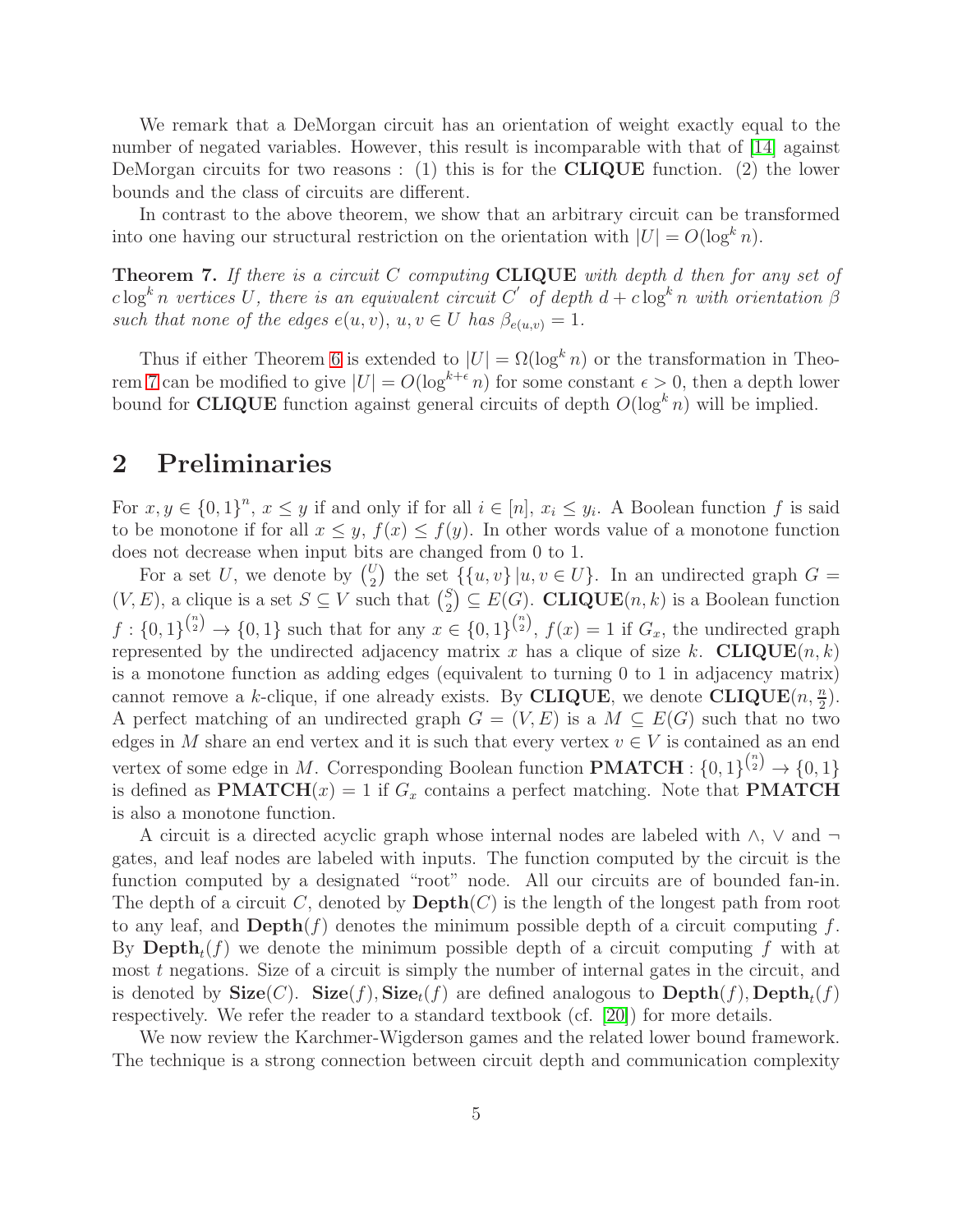We remark that a DeMorgan circuit has an orientation of weight exactly equal to the number of negated variables. However, this result is incomparable with that of [14] against DeMorgan circuits for two reasons : (1) this is for the **CLIQUE** function. (2) the lower bounds and the class of circuits are different.

In contrast to the above theorem, we show that an arbitrary circuit can be transformed into one having our structural restriction on the orientation with $|U| = O(\log^k n)$.

**Theorem 7.** *If there is a circuit $C$ computing* **CLIQUE** *with depth $d$ then for any set of $c \log^k n$ vertices $U$, there is an equivalent circuit $C'$ of depth $d + c\log^k n$ with orientation $\beta$ such that none of the edges $e(u,v)$, $u, v \in U$ has $\beta_{e(u,v)} = 1$.*

Thus if either Theorem 6 is extended to $|U| = \Omega(\log^k n)$ or the transformation in Theorem 7 can be modified to give $|U| = O(\log^{k+\epsilon} n)$ for some constant $\epsilon > 0$, then a depth lower bound for **CLIQUE** function against general circuits of depth $O(\log^k n)$ will be implied.

## 2 Preliminaries

For $x, y \in \{0,1\}^n$, $x \leq y$ if and only if for all $i \in [n]$, $x_i \leq y_i$. A Boolean function $f$ is said to be monotone if for all $x \leq y$, $f(x) \leq f(y)$. In other words value of a monotone function does not decrease when input bits are changed from 0 to 1.

For a set $U$, we denote by $\binom{U}{2}$ the set $\{\{u,v\} \,|\, u,v \in U\}$. In an undirected graph $G = (V, E)$, a clique is a set $S \subseteq V$ such that $\binom{S}{2} \subseteq E(G)$. **CLIQUE**$(n,k)$ is a Boolean function $f : \{0,1\}^{\binom{n}{2}} \to \{0,1\}$ such that for any $x \in \{0,1\}^{\binom{n}{2}}$, $f(x) = 1$ if $G_x$, the undirected graph represented by the undirected adjacency matrix $x$ has a clique of size $k$. **CLIQUE**$(n,k)$ is a monotone function as adding edges (equivalent to turning 0 to 1 in adjacency matrix) cannot remove a $k$-clique, if one already exists. By **CLIQUE**, we denote **CLIQUE**$(n, \frac{n}{2})$. A perfect matching of an undirected graph $G = (V,E)$ is a $M \subseteq E(G)$ such that no two edges in $M$ share an end vertex and it is such that every vertex $v \in V$ is contained as an end vertex of some edge in $M$. Corresponding Boolean function **PMATCH** : $\{0,1\}^{\binom{n}{2}} \to \{0,1\}$ is defined as **PMATCH**$(x) = 1$ if $G_x$ contains a perfect matching. Note that **PMATCH** is also a monotone function.

A circuit is a directed acyclic graph whose internal nodes are labeled with $\wedge$, $\vee$ and $\neg$ gates, and leaf nodes are labeled with inputs. The function computed by the circuit is the function computed by a designated "root" node. All our circuits are of bounded fan-in. The depth of a circuit $C$, denoted by **Depth**$(C)$ is the length of the longest path from root to any leaf, and **Depth**$(f)$ denotes the minimum possible depth of a circuit computing $f$. By **Depth**$_t(f)$ we denote the minimum possible depth of a circuit computing $f$ with at most $t$ negations. Size of a circuit is simply the number of internal gates in the circuit, and is denoted by **Size**$(C)$. **Size**$(f)$, **Size**$_t(f)$ are defined analogous to **Depth**$(f)$, **Depth**$_t(f)$ respectively. We refer the reader to a standard textbook (cf. [20]) for more details.

We now review the Karchmer-Wigderson games and the related lower bound framework. The technique is a strong connection between circuit depth and communication complexity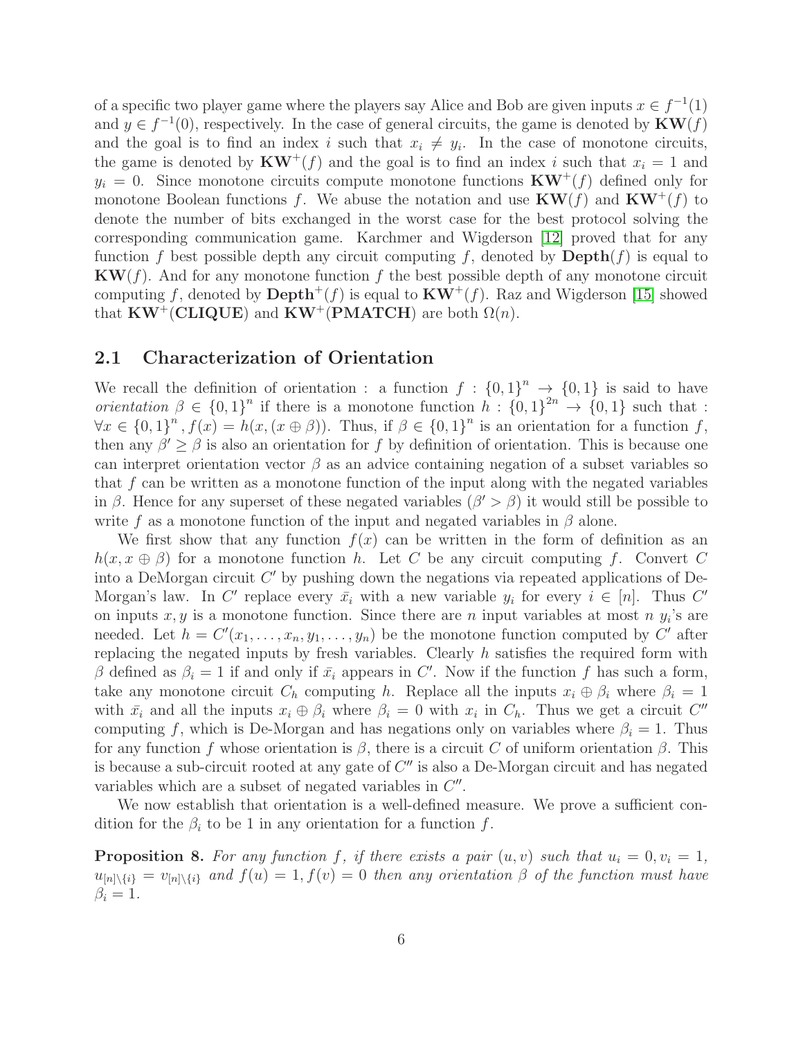of a specific two player game where the players say Alice and Bob are given inputs $x \in f^{-1}(1)$ and $y \in f^{-1}(0)$, respectively. In the case of general circuits, the game is denoted by $\mathbf{KW}(f)$ and the goal is to find an index $i$ such that $x_i \neq y_i$. In the case of monotone circuits, the game is denoted by $\mathbf{KW}^+(f)$ and the goal is to find an index $i$ such that $x_i = 1$ and $y_i = 0$. Since monotone circuits compute monotone functions $\mathbf{KW}^+(f)$ defined only for monotone Boolean functions $f$. We abuse the notation and use $\mathbf{KW}(f)$ and $\mathbf{KW}^+(f)$ to denote the number of bits exchanged in the worst case for the best protocol solving the corresponding communication game. Karchmer and Wigderson [12] proved that for any function $f$ best possible depth any circuit computing $f$, denoted by $\mathbf{Depth}(f)$ is equal to $\mathbf{KW}(f)$. And for any monotone function $f$ the best possible depth of any monotone circuit computing $f$, denoted by $\mathbf{Depth}^+(f)$ is equal to $\mathbf{KW}^+(f)$. Raz and Wigderson [15] showed that $\mathbf{KW}^+(\mathbf{CLIQUE})$ and $\mathbf{KW}^+(\mathbf{PMATCH})$ are both $\Omega(n)$.

## 2.1 Characterization of Orientation

We recall the definition of orientation : a function $f : \{0,1\}^n \to \{0,1\}$ is said to have *orientation* $\beta \in \{0,1\}^n$ if there is a monotone function $h : \{0,1\}^{2n} \to \{0,1\}$ such that : $\forall x \in \{0,1\}^n, f(x) = h(x, (x \oplus \beta))$. Thus, if $\beta \in \{0,1\}^n$ is an orientation for a function $f$, then any $\beta' \geq \beta$ is also an orientation for $f$ by definition of orientation. This is because one can interpret orientation vector $\beta$ as an advice containing negation of a subset variables so that $f$ can be written as a monotone function of the input along with the negated variables in $\beta$. Hence for any superset of these negated variables ($\beta' > \beta$) it would still be possible to write $f$ as a monotone function of the input and negated variables in $\beta$ alone.

We first show that any function $f(x)$ can be written in the form of definition as an $h(x, x \oplus \beta)$ for a monotone function $h$. Let $C$ be any circuit computing $f$. Convert $C$ into a DeMorgan circuit $C'$ by pushing down the negations via repeated applications of De-Morgan's law. In $C'$ replace every $\bar{x}_i$ with a new variable $y_i$ for every $i \in [n]$. Thus $C'$ on inputs $x, y$ is a monotone function. Since there are $n$ input variables at most $n$ $y_i$'s are needed. Let $h = C'(x_1, \ldots, x_n, y_1, \ldots, y_n)$ be the monotone function computed by $C'$ after replacing the negated inputs by fresh variables. Clearly $h$ satisfies the required form with $\beta$ defined as $\beta_i = 1$ if and only if $\bar{x}_i$ appears in $C'$. Now if the function $f$ has such a form, take any monotone circuit $C_h$ computing $h$. Replace all the inputs $x_i \oplus \beta_i$ where $\beta_i = 1$ with $\bar{x}_i$ and all the inputs $x_i \oplus \beta_i$ where $\beta_i = 0$ with $x_i$ in $C_h$. Thus we get a circuit $C''$ computing $f$, which is De-Morgan and has negations only on variables where $\beta_i = 1$. Thus for any function $f$ whose orientation is $\beta$, there is a circuit $C$ of uniform orientation $\beta$. This is because a sub-circuit rooted at any gate of $C''$ is also a De-Morgan circuit and has negated variables which are a subset of negated variables in $C''$.

We now establish that orientation is a well-defined measure. We prove a sufficient condition for the $\beta_i$ to be 1 in any orientation for a function $f$.

**Proposition 8.** *For any function $f$, if there exists a pair $(u, v)$ such that $u_i = 0, v_i = 1$, $u_{[n]\setminus\{i\}} = v_{[n]\setminus\{i\}}$ and $f(u) = 1, f(v) = 0$ then any orientation $\beta$ of the function must have $\beta_i = 1$.*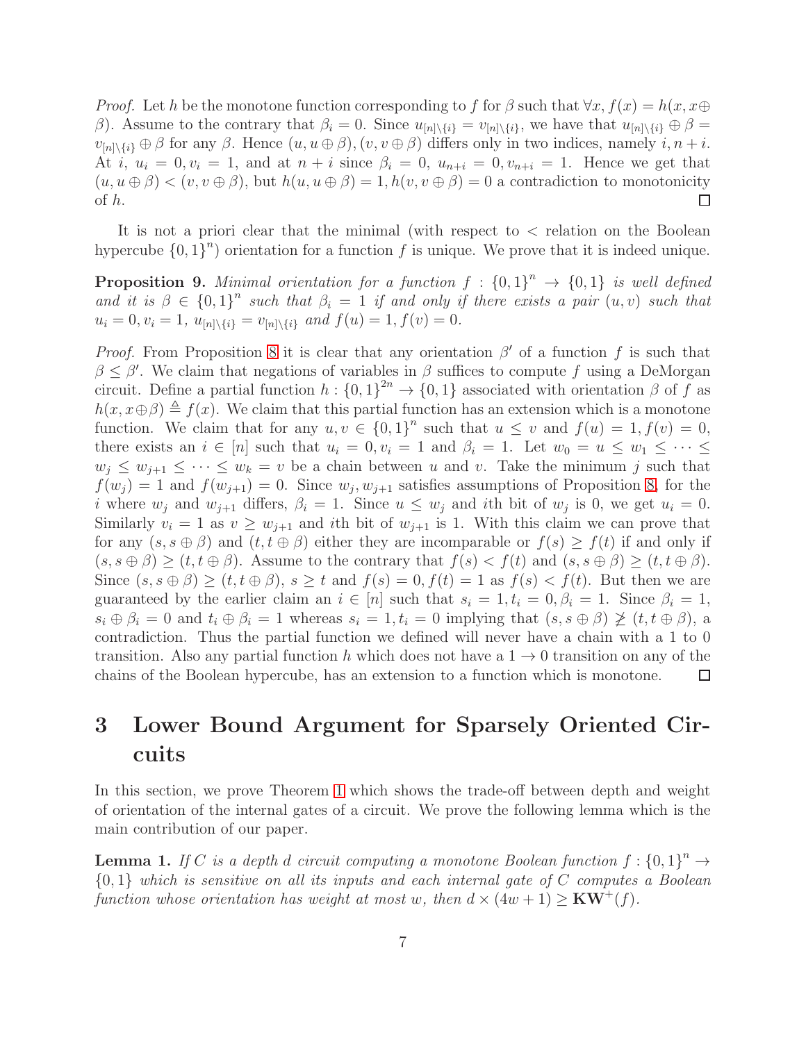*Proof.* Let $h$ be the monotone function corresponding to $f$ for $\beta$ such that $\forall x, f(x) = h(x, x \oplus \beta)$. Assume to the contrary that $\beta_i = 0$. Since $u_{[n]\setminus\{i\}} = v_{[n]\setminus\{i\}}$, we have that $u_{[n]\setminus\{i\}} \oplus \beta = v_{[n]\setminus\{i\}} \oplus \beta$ for any $\beta$. Hence $(u, u \oplus \beta), (v, v \oplus \beta)$ differs only in two indices, namely $i, n+i$. At $i$, $u_i = 0, v_i = 1$, and at $n+i$ since $\beta_i = 0$, $u_{n+i} = 0, v_{n+i} = 1$. Hence we get that $(u, u \oplus \beta) < (v, v \oplus \beta)$, but $h(u, u \oplus \beta) = 1, h(v, v \oplus \beta) = 0$ a contradiction to monotonicity of $h$. □

It is not a priori clear that the minimal (with respect to $<$ relation on the Boolean hypercube $\{0,1\}^n$) orientation for a function $f$ is unique. We prove that it is indeed unique.

**Proposition 9.** *Minimal orientation for a function $f : \{0,1\}^n \to \{0,1\}$ is well defined and it is $\beta \in \{0,1\}^n$ such that $\beta_i = 1$ if and only if there exists a pair $(u, v)$ such that $u_i = 0, v_i = 1$, $u_{[n]\setminus\{i\}} = v_{[n]\setminus\{i\}}$ and $f(u) = 1, f(v) = 0$.*

*Proof.* From Proposition 8 it is clear that any orientation $\beta'$ of a function $f$ is such that $\beta \leq \beta'$. We claim that negations of variables in $\beta$ suffices to compute $f$ using a DeMorgan circuit. Define a partial function $h : \{0,1\}^{2n} \to \{0,1\}$ associated with orientation $\beta$ of $f$ as $h(x, x \oplus \beta) \triangleq f(x)$. We claim that this partial function has an extension which is a monotone function. We claim that for any $u, v \in \{0,1\}^n$ such that $u \leq v$ and $f(u) = 1, f(v) = 0$, there exists an $i \in [n]$ such that $u_i = 0, v_i = 1$ and $\beta_i = 1$. Let $w_0 = u \leq w_1 \leq \cdots \leq w_j \leq w_{j+1} \leq \cdots \leq w_k = v$ be a chain between $u$ and $v$. Take the minimum $j$ such that $f(w_j) = 1$ and $f(w_{j+1}) = 0$. Since $w_j, w_{j+1}$ satisfies assumptions of Proposition 8, for the $i$ where $w_j$ and $w_{j+1}$ differs, $\beta_i = 1$. Since $u \leq w_j$ and $i$th bit of $w_j$ is 0, we get $u_i = 0$. Similarly $v_i = 1$ as $v \geq w_{j+1}$ and $i$th bit of $w_{j+1}$ is 1. With this claim we can prove that for any $(s, s \oplus \beta)$ and $(t, t \oplus \beta)$ either they are incomparable or $f(s) \geq f(t)$ if and only if $(s, s \oplus \beta) \geq (t, t \oplus \beta)$. Assume to the contrary that $f(s) < f(t)$ and $(s, s \oplus \beta) \geq (t, t \oplus \beta)$. Since $(s, s \oplus \beta) \geq (t, t \oplus \beta)$, $s \geq t$ and $f(s) = 0, f(t) = 1$ as $f(s) < f(t)$. But then we are guaranteed by the earlier claim an $i \in [n]$ such that $s_i = 1, t_i = 0, \beta_i = 1$. Since $\beta_i = 1$, $s_i \oplus \beta_i = 0$ and $t_i \oplus \beta_i = 1$ whereas $s_i = 1, t_i = 0$ implying that $(s, s \oplus \beta) \not\geq (t, t \oplus \beta)$, a contradiction. Thus the partial function we defined will never have a chain with a 1 to 0 transition. Also any partial function $h$ which does not have a $1 \to 0$ transition on any of the chains of the Boolean hypercube, has an extension to a function which is monotone. □

# 3 Lower Bound Argument for Sparsely Oriented Circuits

In this section, we prove Theorem 1 which shows the trade-off between depth and weight of orientation of the internal gates of a circuit. We prove the following lemma which is the main contribution of our paper.

**Lemma 1.** *If $C$ is a depth $d$ circuit computing a monotone Boolean function $f : \{0,1\}^n \to \{0,1\}$ which is sensitive on all its inputs and each internal gate of $C$ computes a Boolean function whose orientation has weight at most $w$, then $d \times (4w + 1) \geq \mathbf{KW}^+(f)$.*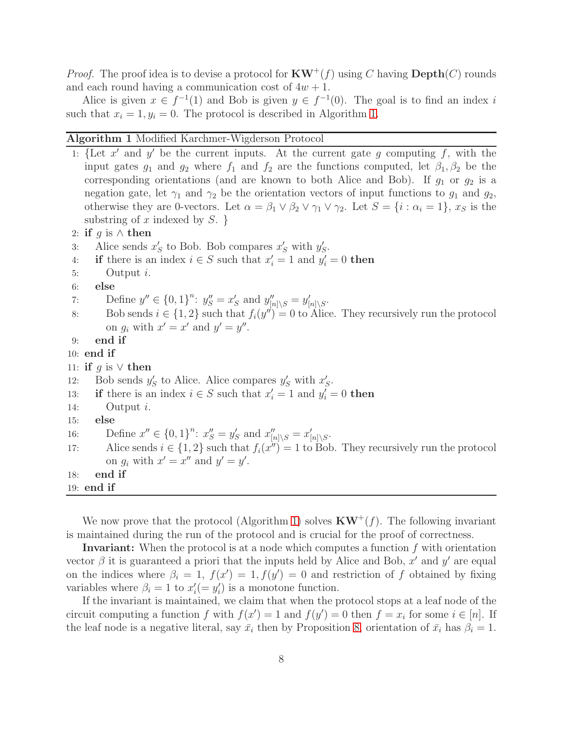*Proof.* The proof idea is to devise a protocol for $\mathbf{KW}^+(f)$ using $C$ having $\mathbf{Depth}(C)$ rounds and each round having a communication cost of $4w + 1$.

Alice is given $x \in f^{-1}(1)$ and Bob is given $y \in f^{-1}(0)$. The goal is to find an index $i$ such that $x_i = 1, y_i = 0$. The protocol is described in Algorithm 1.

---

**Algorithm 1** Modified Karchmer-Wigderson Protocol

---

```
1: {Let x' and y' be the current inputs. At the current gate g computing f, with the
   input gates g_1 and g_2 where f_1 and f_2 are the functions computed, let β_1, β_2 be the
   corresponding orientations (and are known to both Alice and Bob). If g_1 or g_2 is a
   negation gate, let γ_1 and γ_2 be the orientation vectors of input functions to g_1 and g_2,
   otherwise they are 0-vectors. Let α = β_1 ∨ β_2 ∨ γ_1 ∨ γ_2. Let S = {i : α_i = 1}, x_S is the
   substring of x indexed by S. }
2: if g is ∧ then
3:    Alice sends x'_S to Bob. Bob compares x'_S with y'_S.
4:    if there is an index i ∈ S such that x'_i = 1 and y'_i = 0 then
5:       Output i.
6:    else
7:       Define y'' ∈ {0,1}^n: y''_S = x'_S and y''_{[n]\S} = y'_{[n]\S}.
8:       Bob sends i ∈ {1,2} such that f_i(y'') = 0 to Alice. They recursively run the protocol
         on g_i with x' = x' and y' = y''.
9:    end if
10: end if
11: if g is ∨ then
12:    Bob sends y'_S to Alice. Alice compares y'_S with x'_S.
13:    if there is an index i ∈ S such that x'_i = 1 and y'_i = 0 then
14:       Output i.
15:    else
16:       Define x'' ∈ {0,1}^n: x''_S = y'_S and x''_{[n]\S} = x'_{[n]\S}.
17:       Alice sends i ∈ {1,2} such that f_i(x'') = 1 to Bob. They recursively run the protocol
          on g_i with x' = x'' and y' = y'.
18:    end if
19: end if
```

---

We now prove that the protocol (Algorithm 1) solves $\mathbf{KW}^+(f)$. The following invariant is maintained during the run of the protocol and is crucial for the proof of correctness.

**Invariant:** When the protocol is at a node which computes a function $f$ with orientation vector $\beta$ it is guaranteed a priori that the inputs held by Alice and Bob, $x'$ and $y'$ are equal on the indices where $\beta_i = 1$, $f(x') = 1, f(y') = 0$ and restriction of $f$ obtained by fixing variables where $\beta_i = 1$ to $x'_i (= y'_i)$ is a monotone function.

If the invariant is maintained, we claim that when the protocol stops at a leaf node of the circuit computing a function $f$ with $f(x') = 1$ and $f(y') = 0$ then $f = x_i$ for some $i \in [n]$. If the leaf node is a negative literal, say $\bar{x}_i$ then by Proposition 8, orientation of $\bar{x}_i$ has $\beta_i = 1$.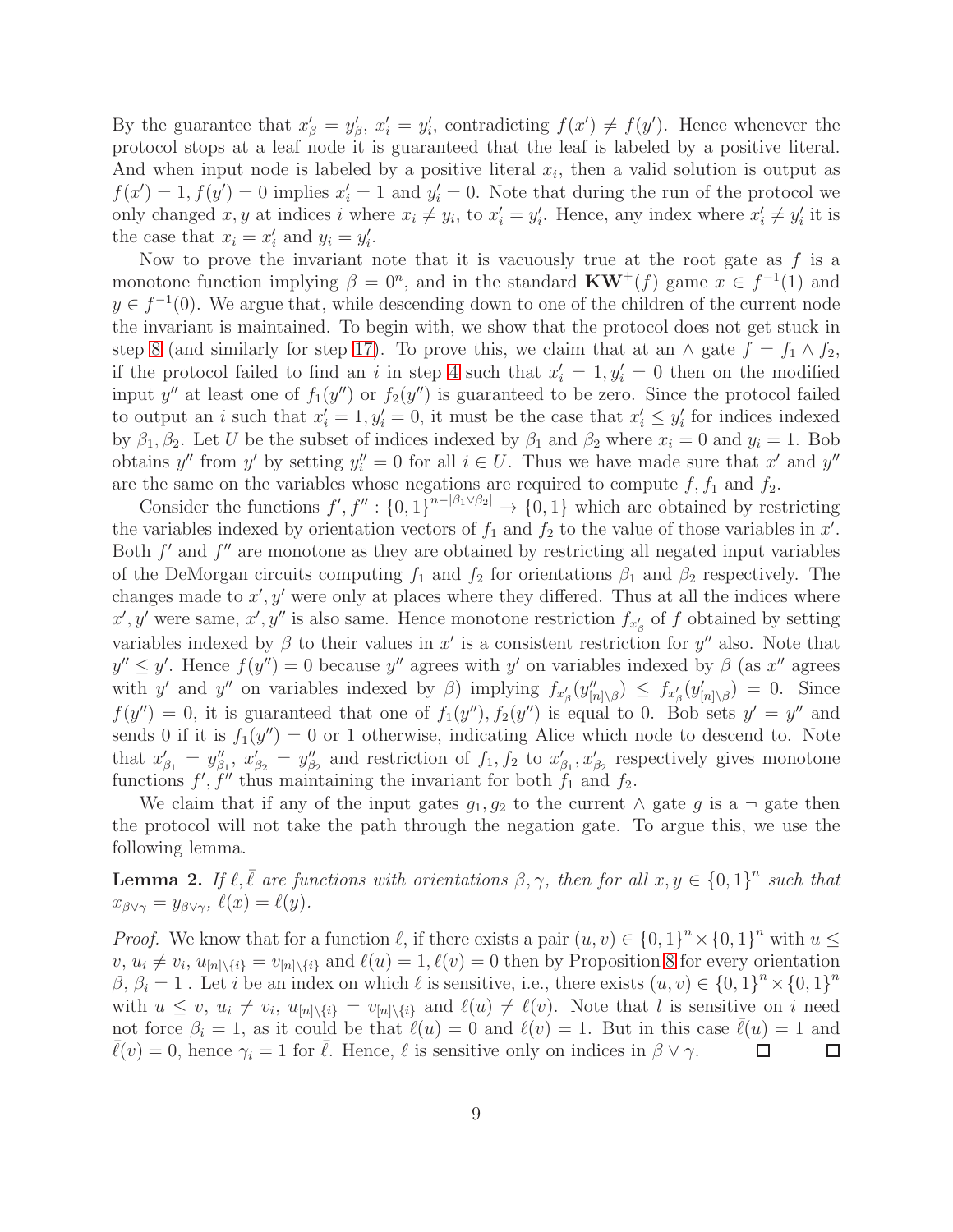By the guarantee that $x'_\beta = y'_\beta$, $x'_i = y'_i$, contradicting $f(x') \neq f(y')$. Hence whenever the protocol stops at a leaf node it is guaranteed that the leaf is labeled by a positive literal. And when input node is labeled by a positive literal $x_i$, then a valid solution is output as $f(x') = 1, f(y') = 0$ implies $x'_i = 1$ and $y'_i = 0$. Note that during the run of the protocol we only changed $x, y$ at indices $i$ where $x_i \neq y_i$, to $x'_i = y'_i$. Hence, any index where $x'_i \neq y'_i$ it is the case that $x_i = x'_i$ and $y_i = y'_i$.

Now to prove the invariant note that it is vacuously true at the root gate as $f$ is a monotone function implying $\beta = 0^n$, and in the standard $\mathbf{KW}^+(f)$ game $x \in f^{-1}(1)$ and $y \in f^{-1}(0)$. We argue that, while descending down to one of the children of the current node the invariant is maintained. To begin with, we show that the protocol does not get stuck in step 8 (and similarly for step 17). To prove this, we claim that at an $\wedge$ gate $f = f_1 \wedge f_2$, if the protocol failed to find an $i$ in step 4 such that $x'_i = 1, y'_i = 0$ then on the modified input $y''$ at least one of $f_1(y'')$ or $f_2(y'')$ is guaranteed to be zero. Since the protocol failed to output an $i$ such that $x'_i = 1, y'_i = 0$, it must be the case that $x'_i \leq y'_i$ for indices indexed by $\beta_1, \beta_2$. Let $U$ be the subset of indices indexed by $\beta_1$ and $\beta_2$ where $x_i = 0$ and $y_i = 1$. Bob obtains $y''$ from $y'$ by setting $y''_i = 0$ for all $i \in U$. Thus we have made sure that $x'$ and $y''$ are the same on the variables whose negations are required to compute $f, f_1$ and $f_2$.

Consider the functions $f', f'' : \{0,1\}^{n-|\beta_1 \vee \beta_2|} \to \{0,1\}$ which are obtained by restricting the variables indexed by orientation vectors of $f_1$ and $f_2$ to the value of those variables in $x'$. Both $f'$ and $f''$ are monotone as they are obtained by restricting all negated input variables of the DeMorgan circuits computing $f_1$ and $f_2$ for orientations $\beta_1$ and $\beta_2$ respectively. The changes made to $x', y'$ were only at places where they differed. Thus at all the indices where $x', y'$ were same, $x', y''$ is also same. Hence monotone restriction $f_{x'_\beta}$ of $f$ obtained by setting variables indexed by $\beta$ to their values in $x'$ is a consistent restriction for $y''$ also. Note that $y'' \leq y'$. Hence $f(y'') = 0$ because $y''$ agrees with $y'$ on variables indexed by $\beta$ (as $x''$ agrees with $y'$ and $y''$ on variables indexed by $\beta$) implying $f_{x'_\beta}(y''_{[n]\setminus\beta}) \leq f_{x'_\beta}(y'_{[n]\setminus\beta}) = 0$. Since $f(y'') = 0$, it is guaranteed that one of $f_1(y''), f_2(y'')$ is equal to 0. Bob sets $y' = y''$ and sends 0 if it is $f_1(y'') = 0$ or 1 otherwise, indicating Alice which node to descend to. Note that $x'_{\beta_1} = y''_{\beta_1}$, $x'_{\beta_2} = y''_{\beta_2}$ and restriction of $f_1, f_2$ to $x'_{\beta_1}, x'_{\beta_2}$ respectively gives monotone functions $f', f''$ thus maintaining the invariant for both $f_1$ and $f_2$.

We claim that if any of the input gates $g_1, g_2$ to the current $\wedge$ gate $g$ is a $\neg$ gate then the protocol will not take the path through the negation gate. To argue this, we use the following lemma.

**Lemma 2.** *If $\ell, \bar{\ell}$ are functions with orientations $\beta, \gamma$, then for all $x, y \in \{0,1\}^n$ such that $x_{\beta\vee\gamma} = y_{\beta\vee\gamma}$, $\ell(x) = \ell(y)$.*

*Proof.* We know that for a function $\ell$, if there exists a pair $(u, v) \in \{0,1\}^n \times \{0,1\}^n$ with $u \leq v$, $u_i \neq v_i$, $u_{[n]\setminus\{i\}} = v_{[n]\setminus\{i\}}$ and $\ell(u) = 1, \ell(v) = 0$ then by Proposition 8 for every orientation $\beta$, $\beta_i = 1$ . Let $i$ be an index on which $\ell$ is sensitive, i.e., there exists $(u, v) \in \{0,1\}^n \times \{0,1\}^n$ with $u \leq v$, $u_i \neq v_i$, $u_{[n]\setminus\{i\}} = v_{[n]\setminus\{i\}}$ and $\ell(u) \neq \ell(v)$. Note that $l$ is sensitive on $i$ need not force $\beta_i = 1$, as it could be that $\ell(u) = 0$ and $\ell(v) = 1$. But in this case $\bar{\ell}(u) = 1$ and $\bar{\ell}(v) = 0$, hence $\gamma_i = 1$ for $\bar{\ell}$. Hence, $\ell$ is sensitive only on indices in $\beta \vee \gamma$. ☐ ☐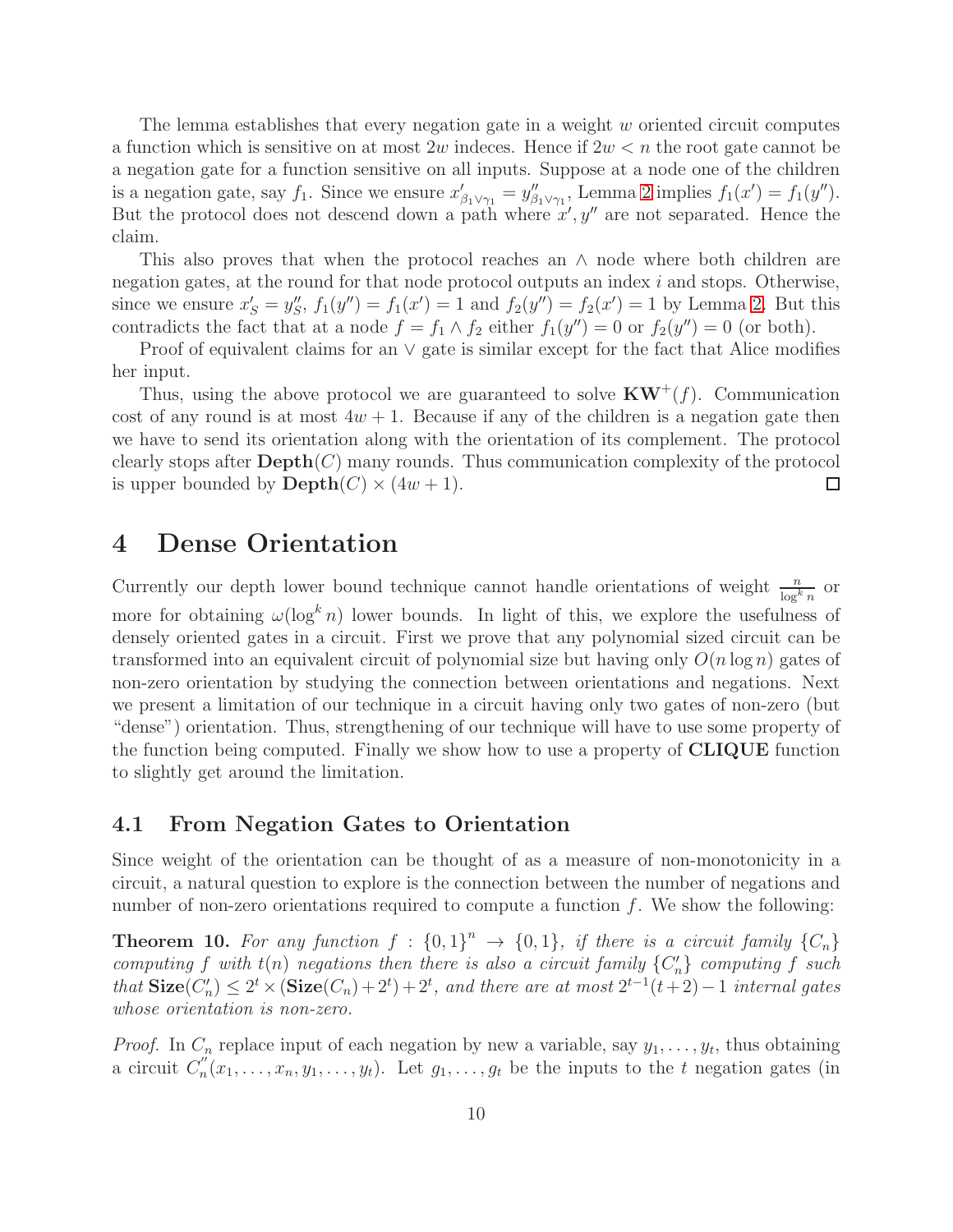The lemma establishes that every negation gate in a weight $w$ oriented circuit computes a function which is sensitive on at most $2w$ indeces. Hence if $2w < n$ the root gate cannot be a negation gate for a function sensitive on all inputs. Suppose at a node one of the children is a negation gate, say $f_1$. Since we ensure $x'_{\beta_1 \vee \gamma_1} = y''_{\beta_1 \vee \gamma_1}$, Lemma 2 implies $f_1(x') = f_1(y'')$. But the protocol does not descend down a path where $x', y''$ are not separated. Hence the claim.

This also proves that when the protocol reaches an $\wedge$ node where both children are negation gates, at the round for that node protocol outputs an index $i$ and stops. Otherwise, since we ensure $x'_S = y''_S$, $f_1(y'') = f_1(x') = 1$ and $f_2(y'') = f_2(x') = 1$ by Lemma 2. But this contradicts the fact that at a node $f = f_1 \wedge f_2$ either $f_1(y'') = 0$ or $f_2(y'') = 0$ (or both).

Proof of equivalent claims for an $\vee$ gate is similar except for the fact that Alice modifies her input.

Thus, using the above protocol we are guaranteed to solve $\mathbf{KW}^+(f)$. Communication cost of any round is at most $4w + 1$. Because if any of the children is a negation gate then we have to send its orientation along with the orientation of its complement. The protocol clearly stops after $\mathbf{Depth}(C)$ many rounds. Thus communication complexity of the protocol is upper bounded by $\mathbf{Depth}(C) \times (4w + 1)$. □

# 4 Dense Orientation

Currently our depth lower bound technique cannot handle orientations of weight $\frac{n}{\log^k n}$ or more for obtaining $\omega(\log^k n)$ lower bounds. In light of this, we explore the usefulness of densely oriented gates in a circuit. First we prove that any polynomial sized circuit can be transformed into an equivalent circuit of polynomial size but having only $O(n \log n)$ gates of non-zero orientation by studying the connection between orientations and negations. Next we present a limitation of our technique in a circuit having only two gates of non-zero (but "dense") orientation. Thus, strengthening of our technique will have to use some property of the function being computed. Finally we show how to use a property of **CLIQUE** function to slightly get around the limitation.

## 4.1 From Negation Gates to Orientation

Since weight of the orientation can be thought of as a measure of non-monotonicity in a circuit, a natural question to explore is the connection between the number of negations and number of non-zero orientations required to compute a function $f$. We show the following:

**Theorem 10.** *For any function $f : \{0,1\}^n \to \{0,1\}$, if there is a circuit family $\{C_n\}$ computing $f$ with $t(n)$ negations then there is also a circuit family $\{C'_n\}$ computing $f$ such that $\mathbf{Size}(C'_n) \leq 2^t \times (\mathbf{Size}(C_n) + 2^t) + 2^t$, and there are at most $2^{t-1}(t+2) - 1$ internal gates whose orientation is non-zero.*

*Proof.* In $C_n$ replace input of each negation by new a variable, say $y_1, \ldots, y_t$, thus obtaining a circuit $C''_n(x_1, \ldots, x_n, y_1, \ldots, y_t)$. Let $g_1, \ldots, g_t$ be the inputs to the $t$ negation gates (in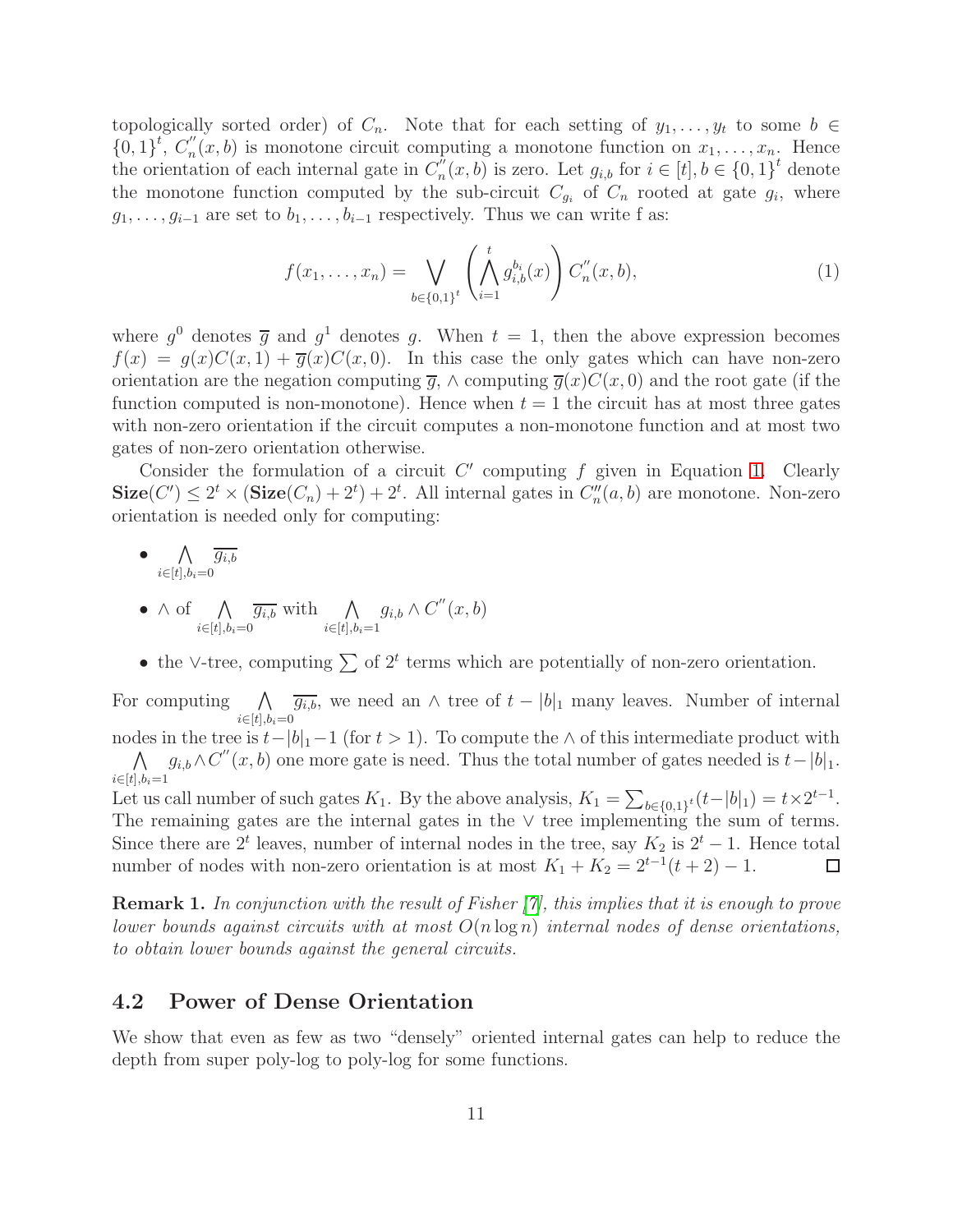topologically sorted order) of $C_n$. Note that for each setting of $y_1, \ldots, y_t$ to some $b \in \{0,1\}^t$, $C_n^{''}(x,b)$ is monotone circuit computing a monotone function on $x_1, \ldots, x_n$. Hence the orientation of each internal gate in $C_n^{''}(x,b)$ is zero. Let $g_{i,b}$ for $i \in [t], b \in \{0,1\}^t$ denote the monotone function computed by the sub-circuit $C_{g_i}$ of $C_n$ rooted at gate $g_i$, where $g_1, \ldots, g_{i-1}$ are set to $b_1, \ldots, b_{i-1}$ respectively. Thus we can write f as:

$$f(x_1, \ldots, x_n) = \bigvee_{b \in \{0,1\}^t} \left( \bigwedge_{i=1}^{t} g_{i,b}^{b_i}(x) \right) C_n^{''}(x,b), \tag{1}$$

where $g^0$ denotes $\overline{g}$ and $g^1$ denotes $g$. When $t = 1$, then the above expression becomes $f(x) = g(x)C(x,1) + \overline{g}(x)C(x,0)$. In this case the only gates which can have non-zero orientation are the negation computing $\overline{g}$, $\wedge$ computing $\overline{g}(x)C(x,0)$ and the root gate (if the function computed is non-monotone). Hence when $t = 1$ the circuit has at most three gates with non-zero orientation if the circuit computes a non-monotone function and at most two gates of non-zero orientation otherwise.

Consider the formulation of a circuit $C'$ computing $f$ given in Equation 1. Clearly $\mathbf{Size}(C') \leq 2^t \times (\mathbf{Size}(C_n) + 2^t) + 2^t$. All internal gates in $C_n''(a,b)$ are monotone. Non-zero orientation is needed only for computing:

- $\bigwedge_{i \in [t], b_i = 0} \overline{g_{i,b}}$
- $\wedge$ of $\bigwedge_{i \in [t], b_i = 0} \overline{g_{i,b}}$ with $\bigwedge_{i \in [t], b_i = 1} g_{i,b} \wedge C^{''}(x,b)$
- the $\vee$-tree, computing $\sum$ of $2^t$ terms which are potentially of non-zero orientation.

For computing $\bigwedge_{i \in [t], b_i = 0} \overline{g_{i,b}}$, we need an $\wedge$ tree of $t - |b|_1$ many leaves. Number of internal nodes in the tree is $t - |b|_1 - 1$ (for $t > 1$). To compute the $\wedge$ of this intermediate product with $\bigwedge_{i \in [t], b_i = 1} g_{i,b} \wedge C^{''}(x,b)$ one more gate is need. Thus the total number of gates needed is $t - |b|_1$. Let us call number of such gates $K_1$. By the above analysis, $K_1 = \sum_{b \in \{0,1\}^t} (t - |b|_1) = t \times 2^{t-1}$. The remaining gates are the internal gates in the $\vee$ tree implementing the sum of terms. Since there are $2^t$ leaves, number of internal nodes in the tree, say $K_2$ is $2^t - 1$. Hence total number of nodes with non-zero orientation is at most $K_1 + K_2 = 2^{t-1}(t+2) - 1$. $\square$

**Remark 1.** *In conjunction with the result of Fisher [7], this implies that it is enough to prove lower bounds against circuits with at most $O(n \log n)$ internal nodes of dense orientations, to obtain lower bounds against the general circuits.*

## 4.2 Power of Dense Orientation

We show that even as few as two "densely" oriented internal gates can help to reduce the depth from super poly-log to poly-log for some functions.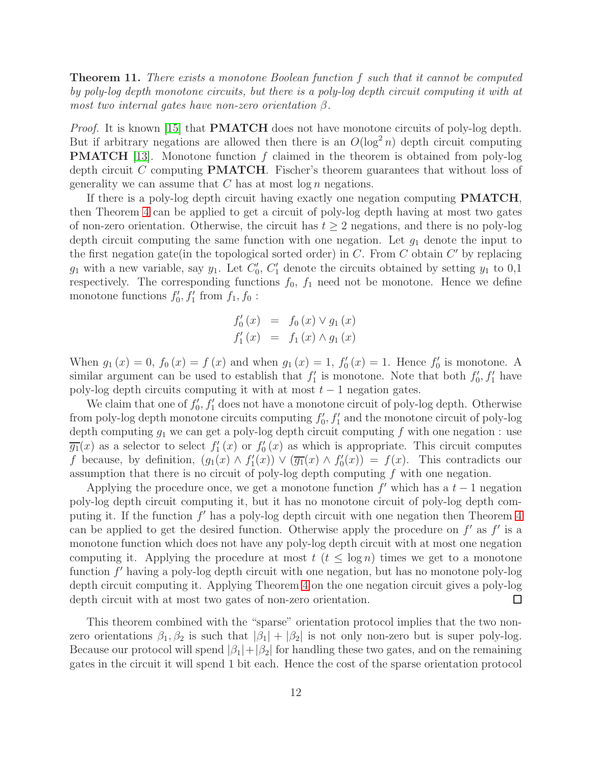**Theorem 11.** *There exists a monotone Boolean function $f$ such that it cannot be computed by poly-log depth monotone circuits, but there is a poly-log depth circuit computing it with at most two internal gates have non-zero orientation $\beta$.*

*Proof.* It is known [15] that **PMATCH** does not have monotone circuits of poly-log depth. But if arbitrary negations are allowed then there is an $O(\log^2 n)$ depth circuit computing **PMATCH** [13]. Monotone function $f$ claimed in the theorem is obtained from poly-log depth circuit $C$ computing **PMATCH**. Fischer's theorem guarantees that without loss of generality we can assume that $C$ has at most $\log n$ negations.

If there is a poly-log depth circuit having exactly one negation computing **PMATCH**, then Theorem 4 can be applied to get a circuit of poly-log depth having at most two gates of non-zero orientation. Otherwise, the circuit has $t \geq 2$ negations, and there is no poly-log depth circuit computing the same function with one negation. Let $g_1$ denote the input to the first negation gate(in the topological sorted order) in $C$. From $C$ obtain $C'$ by replacing $g_1$ with a new variable, say $y_1$. Let $C'_0$, $C'_1$ denote the circuits obtained by setting $y_1$ to 0,1 respectively. The corresponding functions $f_0$, $f_1$ need not be monotone. Hence we define monotone functions $f'_0, f'_1$ from $f_1, f_0$ :

$$
\begin{aligned}
f'_0(x) &= f_0(x) \vee g_1(x) \\
f'_1(x) &= f_1(x) \wedge g_1(x)
\end{aligned}
$$

When $g_1(x) = 0$, $f_0(x) = f(x)$ and when $g_1(x) = 1$, $f'_0(x) = 1$. Hence $f'_0$ is monotone. A similar argument can be used to establish that $f'_1$ is monotone. Note that both $f'_0, f'_1$ have poly-log depth circuits computing it with at most $t-1$ negation gates.

We claim that one of $f'_0, f'_1$ does not have a monotone circuit of poly-log depth. Otherwise from poly-log depth monotone circuits computing $f'_0, f'_1$ and the monotone circuit of poly-log depth computing $g_1$ we can get a poly-log depth circuit computing $f$ with one negation : use $\overline{g_1}(x)$ as a selector to select $f'_1(x)$ or $f'_0(x)$ as which is appropriate. This circuit computes $f$ because, by definition, $(g_1(x) \wedge f'_1(x)) \vee (\overline{g_1}(x) \wedge f'_0(x)) = f(x)$. This contradicts our assumption that there is no circuit of poly-log depth computing $f$ with one negation.

Applying the procedure once, we get a monotone function $f'$ which has a $t-1$ negation poly-log depth circuit computing it, but it has no monotone circuit of poly-log depth computing it. If the function $f'$ has a poly-log depth circuit with one negation then Theorem 4 can be applied to get the desired function. Otherwise apply the procedure on $f'$ as $f'$ is a monotone function which does not have any poly-log depth circuit with at most one negation computing it. Applying the procedure at most $t$ ($t \leq \log n$) times we get to a monotone function $f'$ having a poly-log depth circuit with one negation, but has no monotone poly-log depth circuit computing it. Applying Theorem 4 on the one negation circuit gives a poly-log depth circuit with at most two gates of non-zero orientation. □

This theorem combined with the "sparse" orientation protocol implies that the two non-zero orientations $\beta_1, \beta_2$ is such that $|\beta_1| + |\beta_2|$ is not only non-zero but is super poly-log. Because our protocol will spend $|\beta_1|+|\beta_2|$ for handling these two gates, and on the remaining gates in the circuit it will spend 1 bit each. Hence the cost of the sparse orientation protocol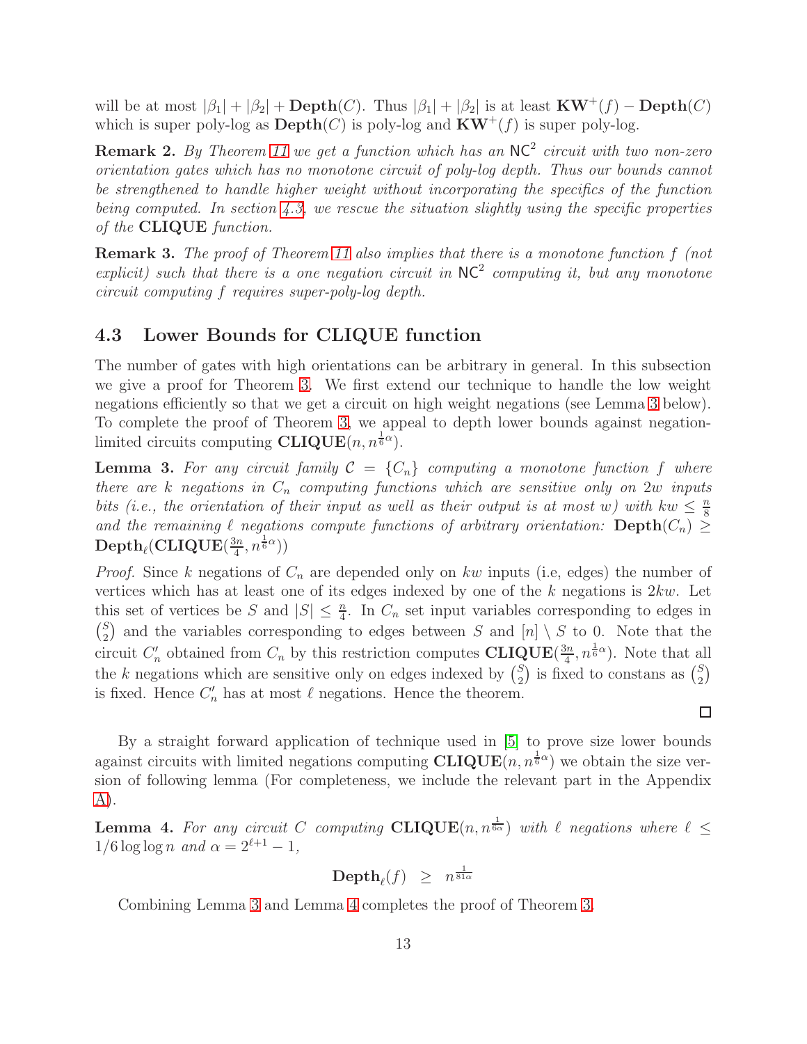will be at most $|\beta_1| + |\beta_2| + \mathbf{Depth}(C)$. Thus $|\beta_1| + |\beta_2|$ is at least $\mathbf{KW}^+(f) - \mathbf{Depth}(C)$ which is super poly-log as $\mathbf{Depth}(C)$ is poly-log and $\mathbf{KW}^+(f)$ is super poly-log.

**Remark 2.** *By Theorem 11 we get a function which has an $\mathsf{NC}^2$ circuit with two non-zero orientation gates which has no monotone circuit of poly-log depth. Thus our bounds cannot be strengthened to handle higher weight without incorporating the specifics of the function being computed. In section 4.3, we rescue the situation slightly using the specific properties of the* **CLIQUE** *function.*

**Remark 3.** *The proof of Theorem 11 also implies that there is a monotone function $f$ (not explicit) such that there is a one negation circuit in $\mathsf{NC}^2$ computing it, but any monotone circuit computing $f$ requires super-poly-log depth.*

### 4.3 Lower Bounds for CLIQUE function

The number of gates with high orientations can be arbitrary in general. In this subsection we give a proof for Theorem 3. We first extend our technique to handle the low weight negations efficiently so that we get a circuit on high weight negations (see Lemma 3 below). To complete the proof of Theorem 3, we appeal to depth lower bounds against negation-limited circuits computing $\mathbf{CLIQUE}(n, n^{\frac{1}{6}\alpha})$.

**Lemma 3.** *For any circuit family $\mathcal{C} = \{C_n\}$ computing a monotone function $f$ where there are $k$ negations in $C_n$ computing functions which are sensitive only on $2w$ inputs bits (i.e., the orientation of their input as well as their output is at most $w$) with $kw \leq \frac{n}{8}$ and the remaining $\ell$ negations compute functions of arbitrary orientation:* $\mathbf{Depth}(C_n) \geq \mathbf{Depth}_\ell(\mathbf{CLIQUE}(\frac{3n}{4}, n^{\frac{1}{6}\alpha}))$

*Proof.* Since $k$ negations of $C_n$ are depended only on $kw$ inputs (i.e, edges) the number of vertices which has at least one of its edges indexed by one of the $k$ negations is $2kw$. Let this set of vertices be $S$ and $|S| \leq \frac{n}{4}$. In $C_n$ set input variables corresponding to edges in $\binom{S}{2}$ and the variables corresponding to edges between $S$ and $[n] \setminus S$ to 0. Note that the circuit $C'_n$ obtained from $C_n$ by this restriction computes $\mathbf{CLIQUE}(\frac{3n}{4}, n^{\frac{1}{6}\alpha})$. Note that all the $k$ negations which are sensitive only on edges indexed by $\binom{S}{2}$ is fixed to constans as $\binom{S}{2}$ is fixed. Hence $C'_n$ has at most $\ell$ negations. Hence the theorem. $\square$

By a straight forward application of technique used in [5] to prove size lower bounds against circuits with limited negations computing $\mathbf{CLIQUE}(n, n^{\frac{1}{6}\alpha})$ we obtain the size version of following lemma (For completeness, we include the relevant part in the Appendix A).

**Lemma 4.** *For any circuit $C$ computing $\mathbf{CLIQUE}(n, n^{\frac{1}{6\alpha}})$ with $\ell$ negations where $\ell \leq 1/6 \log\log n$ and $\alpha = 2^{\ell+1} - 1$,*

$$\mathbf{Depth}_\ell(f) \;\; \geq \;\; n^{\frac{1}{81\alpha}}$$

Combining Lemma 3 and Lemma 4 completes the proof of Theorem 3.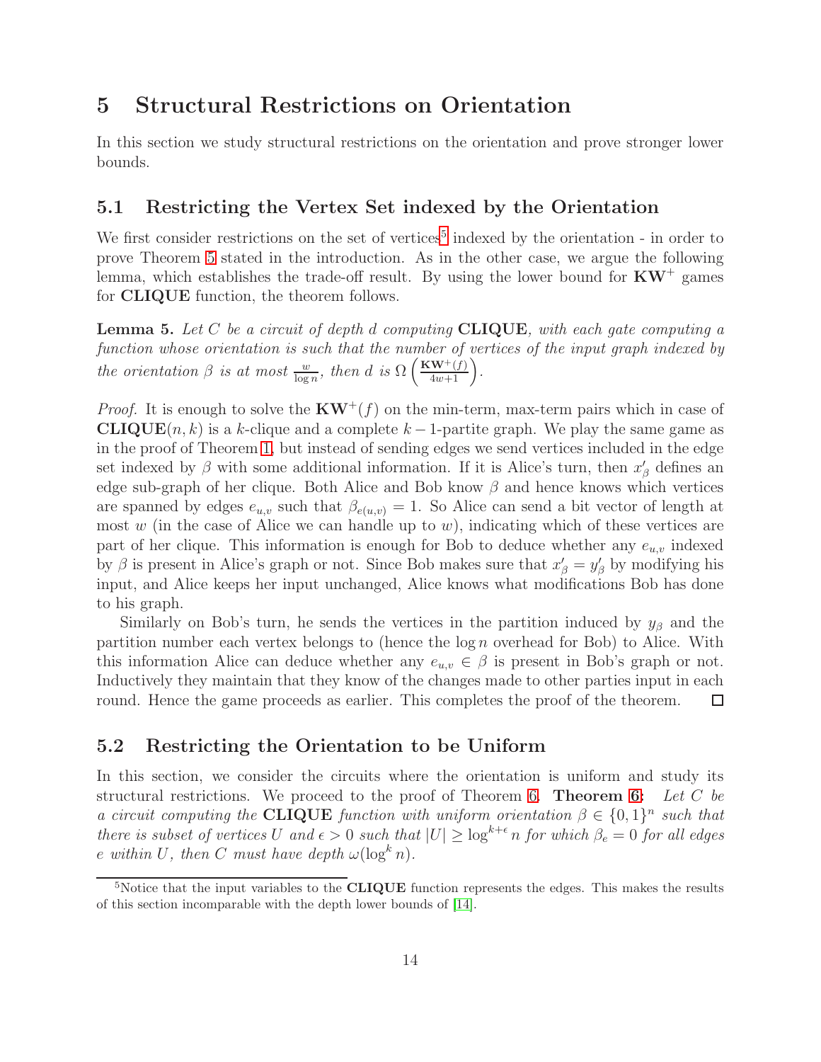# 5 Structural Restrictions on Orientation

In this section we study structural restrictions on the orientation and prove stronger lower bounds.

## 5.1 Restricting the Vertex Set indexed by the Orientation

We first consider restrictions on the set of vertices[5] indexed by the orientation - in order to prove Theorem 5 stated in the introduction. As in the other case, we argue the following lemma, which establishes the trade-off result. By using the lower bound for $\mathbf{KW}^+$ games for **CLIQUE** function, the theorem follows.

**Lemma 5.** *Let $C$ be a circuit of depth $d$ computing* **CLIQUE***, with each gate computing a function whose orientation is such that the number of vertices of the input graph indexed by the orientation $\beta$ is at most $\frac{w}{\log n}$, then $d$ is $\Omega\left(\frac{\mathbf{KW}^+(f)}{4w+1}\right)$.*

*Proof.* It is enough to solve the $\mathbf{KW}^+(f)$ on the min-term, max-term pairs which in case of $\mathbf{CLIQUE}(n,k)$ is a $k$-clique and a complete $k-1$-partite graph. We play the same game as in the proof of Theorem 1, but instead of sending edges we send vertices included in the edge set indexed by $\beta$ with some additional information. If it is Alice's turn, then $x'_\beta$ defines an edge sub-graph of her clique. Both Alice and Bob know $\beta$ and hence knows which vertices are spanned by edges $e_{u,v}$ such that $\beta_{e(u,v)} = 1$. So Alice can send a bit vector of length at most $w$ (in the case of Alice we can handle up to $w$), indicating which of these vertices are part of her clique. This information is enough for Bob to deduce whether any $e_{u,v}$ indexed by $\beta$ is present in Alice's graph or not. Since Bob makes sure that $x'_\beta = y'_\beta$ by modifying his input, and Alice keeps her input unchanged, Alice knows what modifications Bob has done to his graph.

Similarly on Bob's turn, he sends the vertices in the partition induced by $y_\beta$ and the partition number each vertex belongs to (hence the $\log n$ overhead for Bob) to Alice. With this information Alice can deduce whether any $e_{u,v} \in \beta$ is present in Bob's graph or not. Inductively they maintain that they know of the changes made to other parties input in each round. Hence the game proceeds as earlier. This completes the proof of the theorem. □

## 5.2 Restricting the Orientation to be Uniform

In this section, we consider the circuits where the orientation is uniform and study its structural restrictions. We proceed to the proof of Theorem 6. **Theorem 6:** *Let $C$ be a circuit computing the* **CLIQUE** *function with uniform orientation $\beta \in \{0,1\}^n$ such that there is subset of vertices $U$ and $\epsilon > 0$ such that $|U| \geq \log^{k+\epsilon} n$ for which $\beta_e = 0$ for all edges $e$ within $U$, then $C$ must have depth $\omega(\log^k n)$.*

[5] Notice that the input variables to the **CLIQUE** function represents the edges. This makes the results of this section incomparable with the depth lower bounds of [14].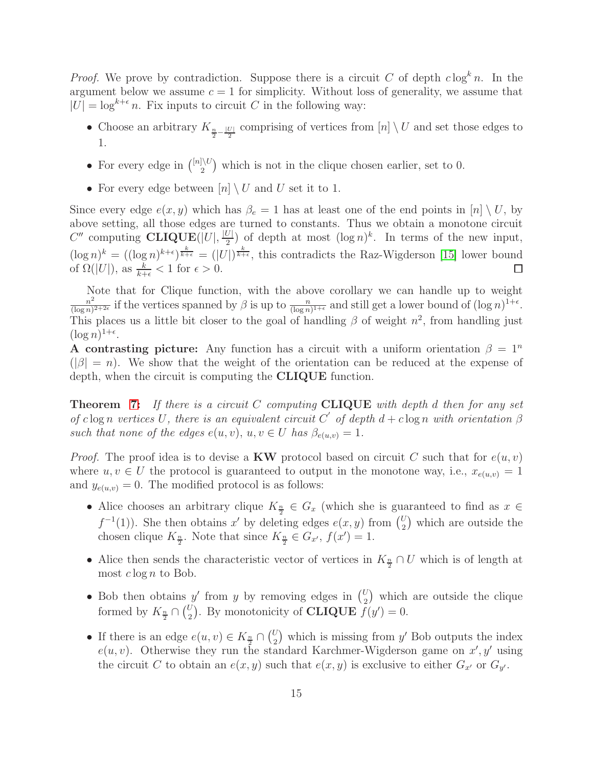*Proof.* We prove by contradiction. Suppose there is a circuit $C$ of depth $c \log^k n$. In the argument below we assume $c = 1$ for simplicity. Without loss of generality, we assume that $|U| = \log^{k+\epsilon} n$. Fix inputs to circuit $C$ in the following way:

- Choose an arbitrary $K_{\frac{n}{2} - \frac{|U|}{2}}$ comprising of vertices from $[n] \setminus U$ and set those edges to 1.
- For every edge in $\binom{[n] \setminus U}{2}$ which is not in the clique chosen earlier, set to 0.
- For every edge between $[n] \setminus U$ and $U$ set it to 1.

Since every edge $e(x, y)$ which has $\beta_e = 1$ has at least one of the end points in $[n] \setminus U$, by above setting, all those edges are turned to constants. Thus we obtain a monotone circuit $C''$ computing **CLIQUE**$(|U|, \frac{|U|}{2})$ of depth at most $(\log n)^k$. In terms of the new input, $(\log n)^k = ((\log n)^{k+\epsilon})^{\frac{k}{k+\epsilon}} = (|U|)^{\frac{k}{k+\epsilon}}$, this contradicts the Raz-Wigderson [15] lower bound of $\Omega(|U|)$, as $\frac{k}{k+\epsilon} < 1$ for $\epsilon > 0$. ☐

Note that for Clique function, with the above corollary we can handle up to weight $\frac{n^2}{(\log n)^{2+2\epsilon}}$ if the vertices spanned by $\beta$ is up to $\frac{n}{(\log n)^{1+\epsilon}}$ and still get a lower bound of $(\log n)^{1+\epsilon}$. This places us a little bit closer to the goal of handling $\beta$ of weight $n^2$, from handling just $(\log n)^{1+\epsilon}$.

**A contrasting picture:** Any function has a circuit with a uniform orientation $\beta = 1^n$ ($|\beta| = n$). We show that the weight of the orientation can be reduced at the expense of depth, when the circuit is computing the **CLIQUE** function.

**Theorem 7:** *If there is a circuit $C$ computing* **CLIQUE** *with depth $d$ then for any set of $c \log n$ vertices $U$, there is an equivalent circuit $C'$ of depth $d + c \log n$ with orientation $\beta$ such that none of the edges $e(u, v)$, $u, v \in U$ has $\beta_{e(u,v)} = 1$.*

*Proof.* The proof idea is to devise a **KW** protocol based on circuit $C$ such that for $e(u, v)$ where $u, v \in U$ the protocol is guaranteed to output in the monotone way, i.e., $x_{e(u,v)} = 1$ and $y_{e(u,v)} = 0$. The modified protocol is as follows:

- Alice chooses an arbitrary clique $K_{\frac{n}{2}} \in G_x$ (which she is guaranteed to find as $x \in f^{-1}(1)$). She then obtains $x'$ by deleting edges $e(x, y)$ from $\binom{U}{2}$ which are outside the chosen clique $K_{\frac{n}{2}}$. Note that since $K_{\frac{n}{2}} \in G_{x'}$, $f(x') = 1$.
- Alice then sends the characteristic vector of vertices in $K_{\frac{n}{2}} \cap U$ which is of length at most $c \log n$ to Bob.
- Bob then obtains $y'$ from $y$ by removing edges in $\binom{U}{2}$ which are outside the clique formed by $K_{\frac{n}{2}} \cap \binom{U}{2}$. By monotonicity of **CLIQUE** $f(y') = 0$.
- If there is an edge $e(u, v) \in K_{\frac{n}{2}} \cap \binom{U}{2}$ which is missing from $y'$ Bob outputs the index $e(u, v)$. Otherwise they run the standard Karchmer-Wigderson game on $x', y'$ using the circuit $C$ to obtain an $e(x, y)$ such that $e(x, y)$ is exclusive to either $G_{x'}$ or $G_{y'}$.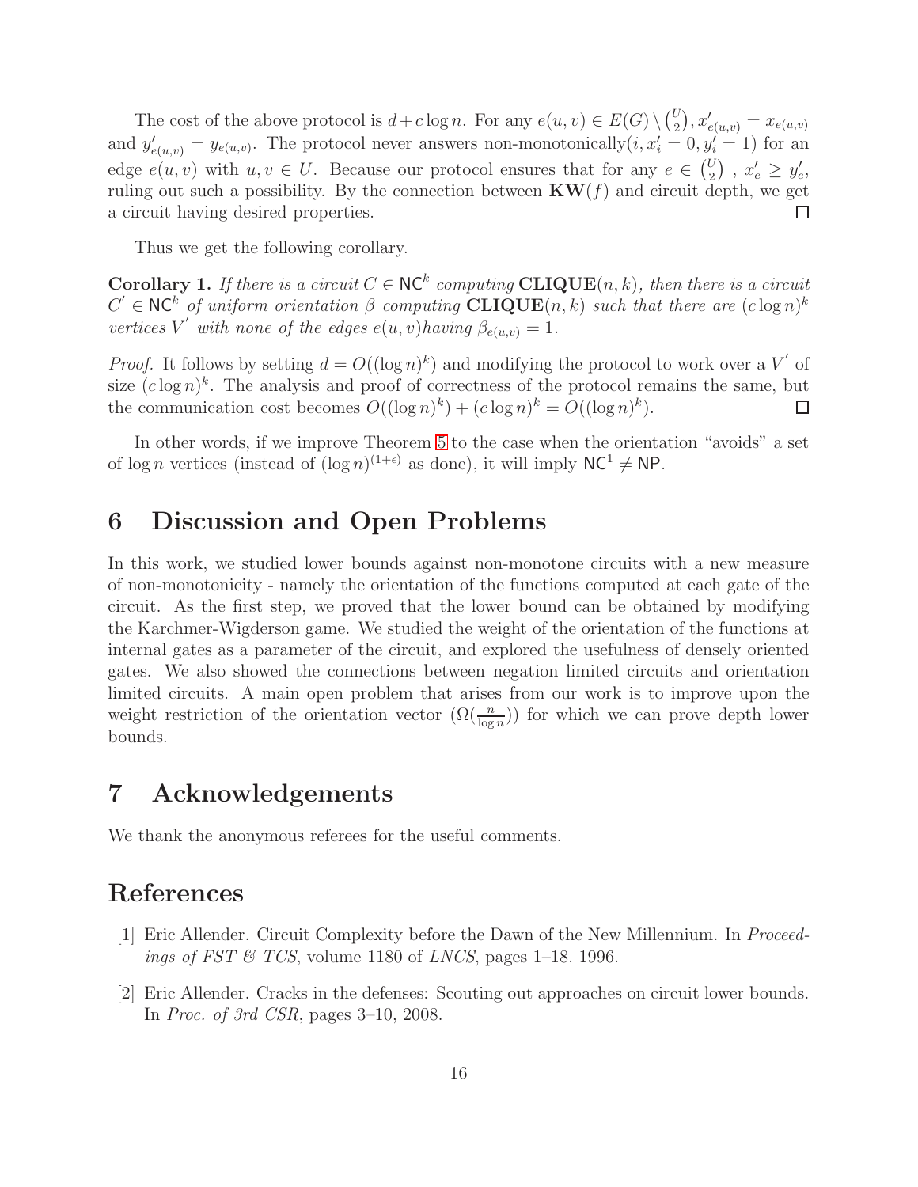The cost of the above protocol is $d + c \log n$. For any $e(u,v) \in E(G) \setminus \binom{U}{2}, x'_{e(u,v)} = x_{e(u,v)}$ and $y'_{e(u,v)} = y_{e(u,v)}$. The protocol never answers non-monotonically$(i, x'_i = 0, y'_i = 1)$ for an edge $e(u,v)$ with $u, v \in U$. Because our protocol ensures that for any $e \in \binom{U}{2}$ , $x'_e \geq y'_e$, ruling out such a possibility. By the connection between $\mathbf{KW}(f)$ and circuit depth, we get a circuit having desired properties. $\square$

Thus we get the following corollary.

**Corollary 1.** *If there is a circuit $C \in \mathsf{NC}^k$ computing $\mathbf{CLIQUE}(n,k)$, then there is a circuit $C' \in \mathsf{NC}^k$ of uniform orientation $\beta$ computing $\mathbf{CLIQUE}(n,k)$ such that there are $(c \log n)^k$ vertices $V'$ with none of the edges $e(u,v)$having $\beta_{e(u,v)} = 1$.*

*Proof.* It follows by setting $d = O((\log n)^k)$ and modifying the protocol to work over a $V'$ of size $(c \log n)^k$. The analysis and proof of correctness of the protocol remains the same, but the communication cost becomes $O((\log n)^k) + (c \log n)^k = O((\log n)^k)$. $\square$

In other words, if we improve Theorem 5 to the case when the orientation "avoids" a set of $\log n$ vertices (instead of $(\log n)^{(1+\epsilon)}$ as done), it will imply $\mathsf{NC}^1 \neq \mathsf{NP}$.

# 6 Discussion and Open Problems

In this work, we studied lower bounds against non-monotone circuits with a new measure of non-monotonicity - namely the orientation of the functions computed at each gate of the circuit. As the first step, we proved that the lower bound can be obtained by modifying the Karchmer-Wigderson game. We studied the weight of the orientation of the functions at internal gates as a parameter of the circuit, and explored the usefulness of densely oriented gates. We also showed the connections between negation limited circuits and orientation limited circuits. A main open problem that arises from our work is to improve upon the weight restriction of the orientation vector $(\Omega(\frac{n}{\log n}))$ for which we can prove depth lower bounds.

# 7 Acknowledgements

We thank the anonymous referees for the useful comments.

# References

[1] Eric Allender. Circuit Complexity before the Dawn of the New Millennium. In *Proceedings of FST & TCS*, volume 1180 of *LNCS*, pages 1–18. 1996.

[2] Eric Allender. Cracks in the defenses: Scouting out approaches on circuit lower bounds. In *Proc. of 3rd CSR*, pages 3–10, 2008.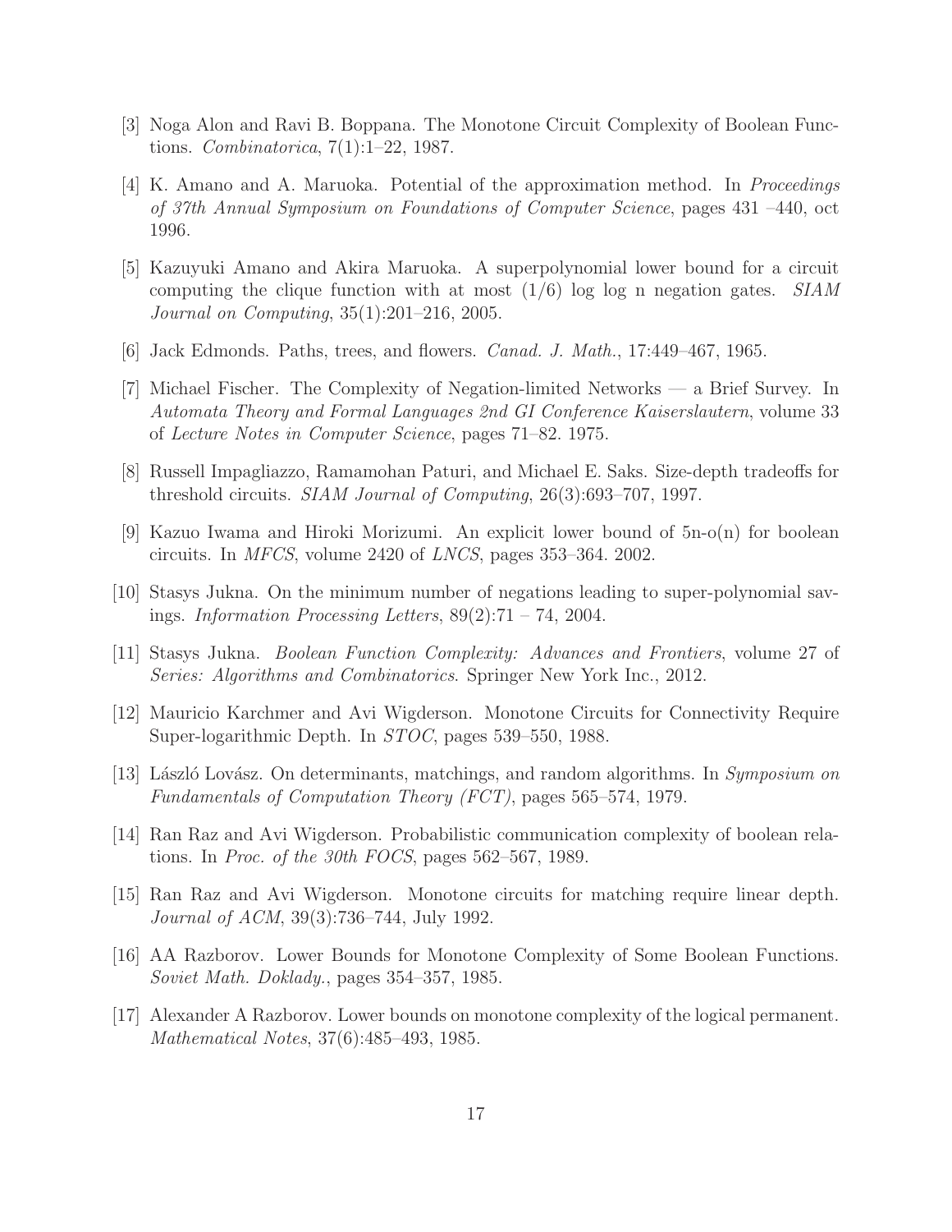[3] Noga Alon and Ravi B. Boppana. The Monotone Circuit Complexity of Boolean Functions. *Combinatorica*, 7(1):1–22, 1987.

[4] K. Amano and A. Maruoka. Potential of the approximation method. In *Proceedings of 37th Annual Symposium on Foundations of Computer Science*, pages 431 –440, oct 1996.

[5] Kazuyuki Amano and Akira Maruoka. A superpolynomial lower bound for a circuit computing the clique function with at most (1/6) log log n negation gates. *SIAM Journal on Computing*, 35(1):201–216, 2005.

[6] Jack Edmonds. Paths, trees, and flowers. *Canad. J. Math.*, 17:449–467, 1965.

[7] Michael Fischer. The Complexity of Negation-limited Networks — a Brief Survey. In *Automata Theory and Formal Languages 2nd GI Conference Kaiserslautern*, volume 33 of *Lecture Notes in Computer Science*, pages 71–82. 1975.

[8] Russell Impagliazzo, Ramamohan Paturi, and Michael E. Saks. Size-depth tradeoffs for threshold circuits. *SIAM Journal of Computing*, 26(3):693–707, 1997.

[9] Kazuo Iwama and Hiroki Morizumi. An explicit lower bound of 5n-o(n) for boolean circuits. In *MFCS*, volume 2420 of *LNCS*, pages 353–364. 2002.

[10] Stasys Jukna. On the minimum number of negations leading to super-polynomial savings. *Information Processing Letters*, 89(2):71 – 74, 2004.

[11] Stasys Jukna. *Boolean Function Complexity: Advances and Frontiers*, volume 27 of *Series: Algorithms and Combinatorics*. Springer New York Inc., 2012.

[12] Mauricio Karchmer and Avi Wigderson. Monotone Circuits for Connectivity Require Super-logarithmic Depth. In *STOC*, pages 539–550, 1988.

[13] László Lovász. On determinants, matchings, and random algorithms. In *Symposium on Fundamentals of Computation Theory (FCT)*, pages 565–574, 1979.

[14] Ran Raz and Avi Wigderson. Probabilistic communication complexity of boolean relations. In *Proc. of the 30th FOCS*, pages 562–567, 1989.

[15] Ran Raz and Avi Wigderson. Monotone circuits for matching require linear depth. *Journal of ACM*, 39(3):736–744, July 1992.

[16] AA Razborov. Lower Bounds for Monotone Complexity of Some Boolean Functions. *Soviet Math. Doklady.*, pages 354–357, 1985.

[17] Alexander A Razborov. Lower bounds on monotone complexity of the logical permanent. *Mathematical Notes*, 37(6):485–493, 1985.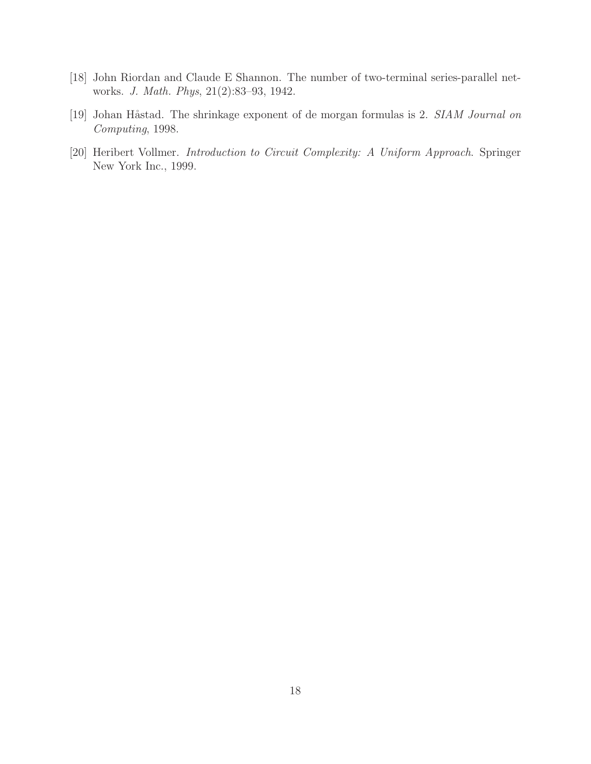[18] John Riordan and Claude E Shannon. The number of two-terminal series-parallel networks. *J. Math. Phys*, 21(2):83–93, 1942.

[19] Johan Håstad. The shrinkage exponent of de morgan formulas is 2. *SIAM Journal on Computing*, 1998.

[20] Heribert Vollmer. *Introduction to Circuit Complexity: A Uniform Approach*. Springer New York Inc., 1999.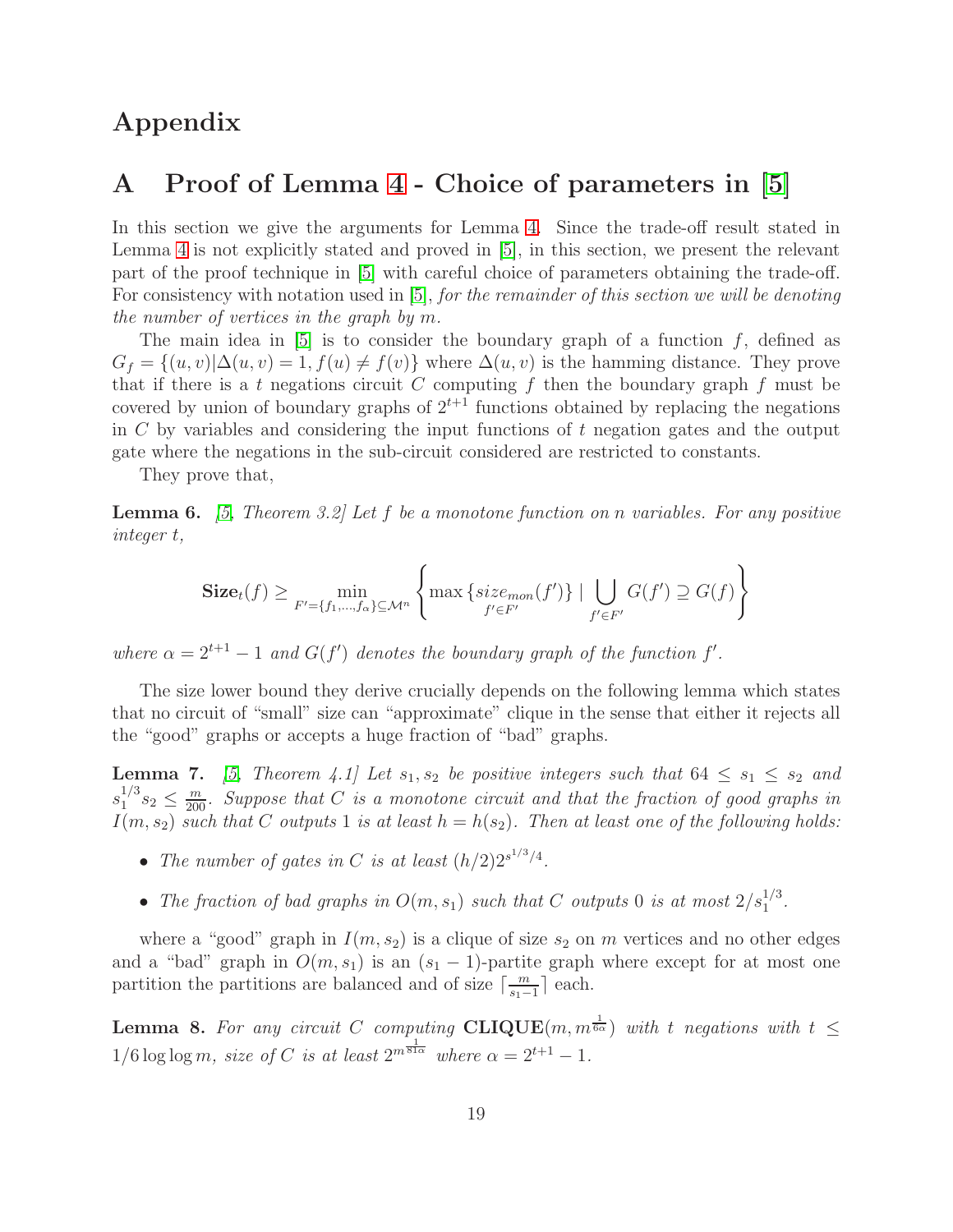# Appendix

## A Proof of Lemma 4 - Choice of parameters in [5]

In this section we give the arguments for Lemma 4. Since the trade-off result stated in Lemma 4 is not explicitly stated and proved in [5], in this section, we present the relevant part of the proof technique in [5] with careful choice of parameters obtaining the trade-off. For consistency with notation used in [5], *for the remainder of this section we will be denoting the number of vertices in the graph by m.*

The main idea in [5] is to consider the boundary graph of a function $f$, defined as $G_f = \{(u, v) | \Delta(u, v) = 1, f(u) \neq f(v)\}$ where $\Delta(u, v)$ is the hamming distance. They prove that if there is a $t$ negations circuit $C$ computing $f$ then the boundary graph $f$ must be covered by union of boundary graphs of $2^{t+1}$ functions obtained by replacing the negations in $C$ by variables and considering the input functions of $t$ negation gates and the output gate where the negations in the sub-circuit considered are restricted to constants.

They prove that,

**Lemma 6.** *[5, Theorem 3.2] Let $f$ be a monotone function on $n$ variables. For any positive integer $t$,*

$$\mathbf{Size}_t(f) \geq \min_{F' = \{f_1, \ldots, f_\alpha\} \subseteq \mathcal{M}^n} \left\{ \max_{f' \in F'} \{size_{mon}(f')\} \mid \bigcup_{f' \in F'} G(f') \supseteq G(f) \right\}$$

*where $\alpha = 2^{t+1} - 1$ and $G(f')$ denotes the boundary graph of the function $f'$.*

The size lower bound they derive crucially depends on the following lemma which states that no circuit of "small" size can "approximate" clique in the sense that either it rejects all the "good" graphs or accepts a huge fraction of "bad" graphs.

**Lemma 7.** *[5, Theorem 4.1] Let $s_1, s_2$ be positive integers such that $64 \leq s_1 \leq s_2$ and $s_1^{1/3} s_2 \leq \frac{m}{200}$. Suppose that $C$ is a monotone circuit and that the fraction of good graphs in $I(m, s_2)$ such that $C$ outputs 1 is at least $h = h(s_2)$. Then at least one of the following holds:*

- *The number of gates in $C$ is at least $(h/2) 2^{s^{1/3}/4}$.*
- *The fraction of bad graphs in $O(m, s_1)$ such that $C$ outputs 0 is at most $2/s_1^{1/3}$.*

where a "good" graph in $I(m, s_2)$ is a clique of size $s_2$ on $m$ vertices and no other edges and a "bad" graph in $O(m, s_1)$ is an $(s_1 - 1)$-partite graph where except for at most one partition the partitions are balanced and of size $\lceil \frac{m}{s_1 - 1} \rceil$ each.

**Lemma 8.** *For any circuit $C$ computing $\mathbf{CLIQUE}(m, m^{\frac{1}{6\alpha}})$ with $t$ negations with $t \leq 1/6 \log \log m$, size of $C$ is at least $2^{m^{\frac{1}{81\alpha}}}$ where $\alpha = 2^{t+1} - 1$.*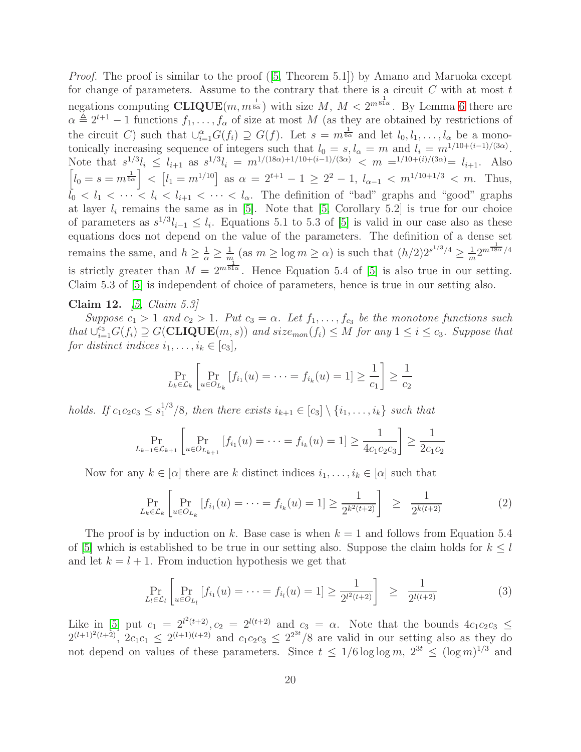*Proof.* The proof is similar to the proof ([5, Theorem 5.1]) by Amano and Maruoka except for change of parameters. Assume to the contrary that there is a circuit $C$ with at most $t$ negations computing $\mathbf{CLIQUE}(m, m^{\frac{1}{6\alpha}})$ with size $M$, $M < 2^{m^{\frac{1}{81\alpha}}}$. By Lemma 6 there are $\alpha \triangleq 2^{t+1} - 1$ functions $f_1, \ldots, f_\alpha$ of size at most $M$ (as they are obtained by restrictions of the circuit $C$) such that $\cup_{i=1}^{\alpha} G(f_i) \supseteq G(f)$. Let $s = m^{\frac{1}{6\alpha}}$ and let $l_0, l_1, \ldots, l_\alpha$ be a monotonically increasing sequence of integers such that $l_0 = s, l_\alpha = m$ and $l_i = m^{1/10+(i-1)/(3\alpha)}$. Note that $s^{1/3} l_i \leq l_{i+1}$ as $s^{1/3} l_i = m^{1/(18\alpha)+1/10+(i-1)/(3\alpha)} < m =^{1/10+(i)/(3\alpha)} = l_{i+1}$. Also $\left[l_0 = s = m^{\frac{1}{6\alpha}}\right] < \left[l_1 = m^{1/10}\right]$ as $\alpha = 2^{t+1} - 1 \geq 2^2 - 1$, $l_{\alpha-1} < m^{1/10+1/3} < m$. Thus, $l_0 < l_1 < \cdots < l_i < l_{i+1} < \cdots < l_\alpha$. The definition of "bad" graphs and "good" graphs at layer $l_i$ remains the same as in [5]. Note that [5, Corollary 5.2] is true for our choice of parameters as $s^{1/3} l_{i-1} \leq l_i$. Equations 5.1 to 5.3 of [5] is valid in our case also as these equations does not depend on the value of the parameters. The definition of a dense set remains the same, and $h \geq \frac{1}{\alpha} \geq \frac{1}{m}$ (as $m \geq \log m \geq \alpha$) is such that $(h/2) 2^{s^{1/3}/4} \geq \frac{1}{m} 2^{m^{\frac{1}{18\alpha}}/4}$ is strictly greater than $M = 2^{m^{\frac{1}{81\alpha}}}$. Hence Equation 5.4 of [5] is also true in our setting. Claim 5.3 of [5] is independent of choice of parameters, hence is true in our setting also.

**Claim 12.** *[5, Claim 5.3]*

*Suppose $c_1 > 1$ and $c_2 > 1$. Put $c_3 = \alpha$. Let $f_1, \ldots, f_{c_3}$ be the monotone functions such that $\cup_{i=1}^{c_3} G(f_i) \supseteq G(\mathbf{CLIQUE}(m, s))$ and $size_{mon}(f_i) \leq M$ for any $1 \leq i \leq c_3$. Suppose that for distinct indices $i_1, \ldots, i_k \in [c_3]$,*

$$\Pr_{L_k \in \mathcal{L}_k} \left[ \Pr_{u \in O_{L_k}} [f_{i_1}(u) = \cdots = f_{i_k}(u) = 1] \geq \frac{1}{c_1} \right] \geq \frac{1}{c_2}$$

*holds. If $c_1 c_2 c_3 \leq s_1^{1/3}/8$, then there exists $i_{k+1} \in [c_3] \setminus \{i_1, \ldots, i_k\}$ such that*

$$\Pr_{L_{k+1} \in \mathcal{L}_{k+1}} \left[ \Pr_{u \in O_{L_{k+1}}} [f_{i_1}(u) = \cdots = f_{i_k}(u) = 1] \geq \frac{1}{4 c_1 c_2 c_3} \right] \geq \frac{1}{2 c_1 c_2}$$

Now for any $k \in [\alpha]$ there are $k$ distinct indices $i_1, \ldots, i_k \in [\alpha]$ such that

$$\Pr_{L_k \in \mathcal{L}_k} \left[ \Pr_{u \in O_{L_k}} [f_{i_1}(u) = \cdots = f_{i_k}(u) = 1] \geq \frac{1}{2^{k^2(t+2)}} \right] \geq \frac{1}{2^{k(t+2)}} \tag{2}$$

The proof is by induction on $k$. Base case is when $k = 1$ and follows from Equation 5.4 of [5] which is established to be true in our setting also. Suppose the claim holds for $k \leq l$ and let $k = l + 1$. From induction hypothesis we get that

$$\Pr_{L_l \in \mathcal{L}_l} \left[ \Pr_{u \in O_{L_l}} [f_{i_1}(u) = \cdots = f_{i_l}(u) = 1] \geq \frac{1}{2^{l^2(t+2)}} \right] \geq \frac{1}{2^{l(t+2)}} \tag{3}$$

Like in [5] put $c_1 = 2^{l^2(t+2)}, c_2 = 2^{l(t+2)}$ and $c_3 = \alpha$. Note that the bounds $4 c_1 c_2 c_3 \leq 2^{(l+1)^2(t+2)}$, $2 c_1 c_1 \leq 2^{(l+1)(t+2)}$ and $c_1 c_2 c_3 \leq 2^{2^{3t}}/8$ are valid in our setting also as they do not depend on values of these parameters. Since $t \leq 1/6 \log \log m$, $2^{3t} \leq (\log m)^{1/3}$ and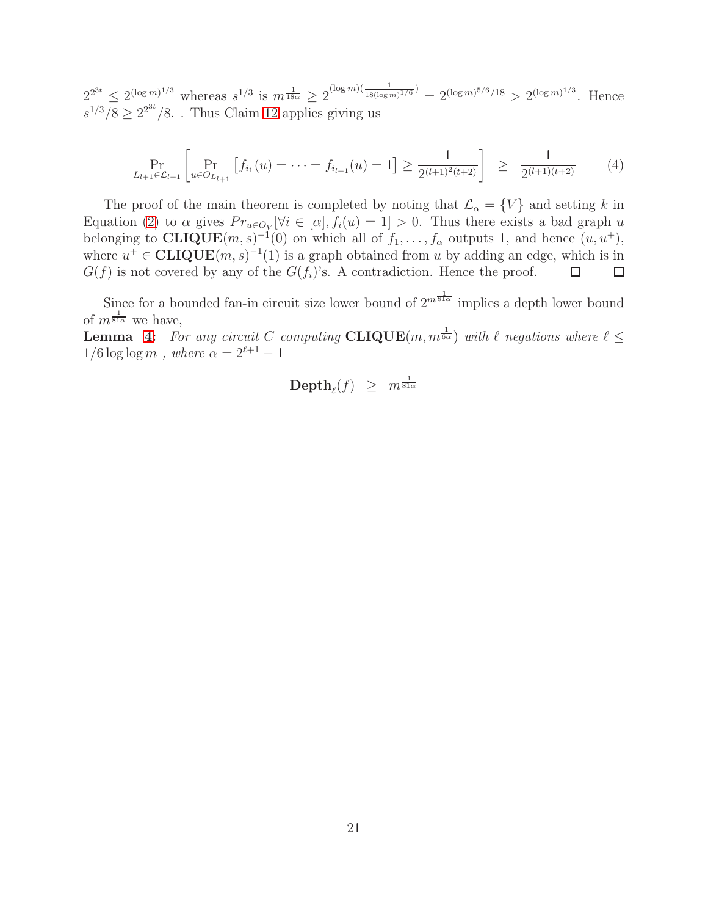$2^{2^{3t}} \leq 2^{(\log m)^{1/3}}$ whereas $s^{1/3}$ is $m^{\frac{1}{18\alpha}} \geq 2^{(\log m)(\frac{1}{18(\log m)^{1/6}})} = 2^{(\log m)^{5/6}/18} > 2^{(\log m)^{1/3}}$. Hence $s^{1/3}/8 \geq 2^{2^{3t}}/8$. . Thus Claim 12 applies giving us

$$\Pr_{L_{l+1} \in \mathcal{L}_{l+1}} \left[ \Pr_{u \in O_{L_{l+1}}} \left[ f_{i_1}(u) = \cdots = f_{i_{l+1}}(u) = 1 \right] \geq \frac{1}{2^{(l+1)^2(t+2)}} \right] \;\geq\; \frac{1}{2^{(l+1)(t+2)}} \tag{4}$$

The proof of the main theorem is completed by noting that $\mathcal{L}_\alpha = \{V\}$ and setting $k$ in Equation (2) to $\alpha$ gives $Pr_{u \in O_V}[\forall i \in [\alpha], f_i(u) = 1] > 0$. Thus there exists a bad graph $u$ belonging to $\mathbf{CLIQUE}(m, s)^{-1}(0)$ on which all of $f_1, \ldots, f_\alpha$ outputs 1, and hence $(u, u^+)$, where $u^+ \in \mathbf{CLIQUE}(m, s)^{-1}(1)$ is a graph obtained from $u$ by adding an edge, which is in $G(f)$ is not covered by any of the $G(f_i)$'s. A contradiction. Hence the proof. ☐ ☐

Since for a bounded fan-in circuit size lower bound of $2^{m^{\frac{1}{81\alpha}}}$ implies a depth lower bound of $m^{\frac{1}{81\alpha}}$ we have,

**Lemma 4:** *For any circuit $C$ computing $\mathbf{CLIQUE}(m, m^{\frac{1}{6\alpha}})$ with $\ell$ negations where $\ell \leq 1/6 \log\log m$ , where $\alpha = 2^{\ell+1} - 1$*

$$\mathbf{Depth}_\ell(f) \;\geq\; m^{\frac{1}{81\alpha}}$$